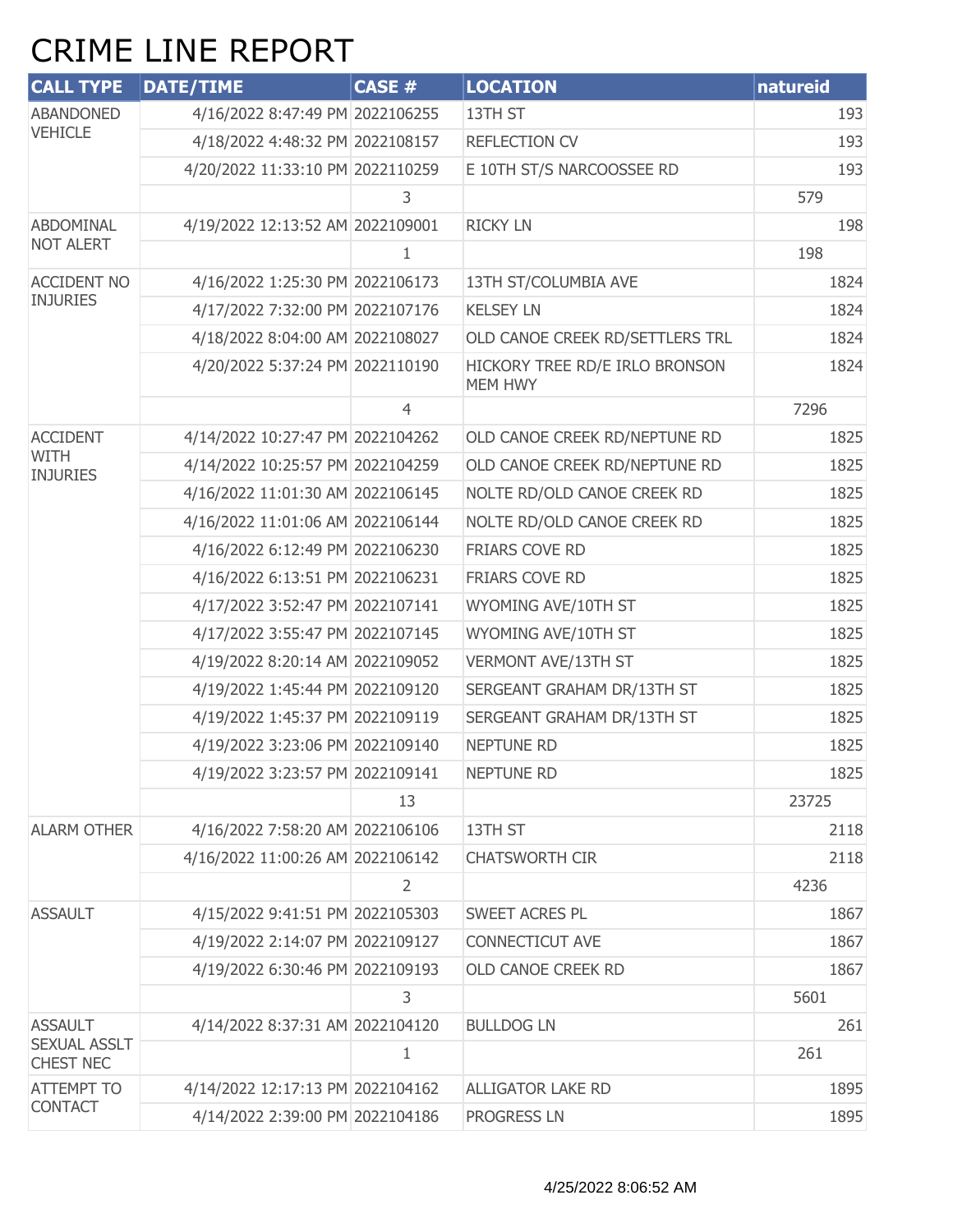# CRIME LINE REPORT

| CALL TYPE | DATE/TIME | CASE # | LOCATION | natureid |
|---|---|---|---|---|
| ABANDONED VEHICLE | 4/16/2022 8:47:49 PM | 2022106255 | 13TH ST | 193 |
| | 4/18/2022 4:48:32 PM | 2022108157 | REFLECTION CV | 193 |
| | 4/20/2022 11:33:10 PM | 2022110259 | E 10TH ST/S NARCOOSSEE RD | 193 |
| | | 3 | | 579 |
| ABDOMINAL NOT ALERT | 4/19/2022 12:13:52 AM | 2022109001 | RICKY LN | 198 |
| | | 1 | | 198 |
| ACCIDENT NO INJURIES | 4/16/2022 1:25:30 PM | 2022106173 | 13TH ST/COLUMBIA AVE | 1824 |
| | 4/17/2022 7:32:00 PM | 2022107176 | KELSEY LN | 1824 |
| | 4/18/2022 8:04:00 AM | 2022108027 | OLD CANOE CREEK RD/SETTLERS TRL | 1824 |
| | 4/20/2022 5:37:24 PM | 2022110190 | HICKORY TREE RD/E IRLO BRONSON MEM HWY | 1824 |
| | | 4 | | 7296 |
| ACCIDENT WITH INJURIES | 4/14/2022 10:27:47 PM | 2022104262 | OLD CANOE CREEK RD/NEPTUNE RD | 1825 |
| | 4/14/2022 10:25:57 PM | 2022104259 | OLD CANOE CREEK RD/NEPTUNE RD | 1825 |
| | 4/16/2022 11:01:30 AM | 2022106145 | NOLTE RD/OLD CANOE CREEK RD | 1825 |
| | 4/16/2022 11:01:06 AM | 2022106144 | NOLTE RD/OLD CANOE CREEK RD | 1825 |
| | 4/16/2022 6:12:49 PM | 2022106230 | FRIARS COVE RD | 1825 |
| | 4/16/2022 6:13:51 PM | 2022106231 | FRIARS COVE RD | 1825 |
| | 4/17/2022 3:52:47 PM | 2022107141 | WYOMING AVE/10TH ST | 1825 |
| | 4/17/2022 3:55:47 PM | 2022107145 | WYOMING AVE/10TH ST | 1825 |
| | 4/19/2022 8:20:14 AM | 2022109052 | VERMONT AVE/13TH ST | 1825 |
| | 4/19/2022 1:45:44 PM | 2022109120 | SERGEANT GRAHAM DR/13TH ST | 1825 |
| | 4/19/2022 1:45:37 PM | 2022109119 | SERGEANT GRAHAM DR/13TH ST | 1825 |
| | 4/19/2022 3:23:06 PM | 2022109140 | NEPTUNE RD | 1825 |
| | 4/19/2022 3:23:57 PM | 2022109141 | NEPTUNE RD | 1825 |
| | | 13 | | 23725 |
| ALARM OTHER | 4/16/2022 7:58:20 AM | 2022106106 | 13TH ST | 2118 |
| | 4/16/2022 11:00:26 AM | 2022106142 | CHATSWORTH CIR | 2118 |
| | | 2 | | 4236 |
| ASSAULT | 4/15/2022 9:41:51 PM | 2022105303 | SWEET ACRES PL | 1867 |
| | 4/19/2022 2:14:07 PM | 2022109127 | CONNECTICUT AVE | 1867 |
| | 4/19/2022 6:30:46 PM | 2022109193 | OLD CANOE CREEK RD | 1867 |
| | | 3 | | 5601 |
| ASSAULT SEXUAL ASSLT CHEST NEC | 4/14/2022 8:37:31 AM | 2022104120 | BULLDOG LN | 261 |
| | | 1 | | 261 |
| ATTEMPT TO CONTACT | 4/14/2022 12:17:13 PM | 2022104162 | ALLIGATOR LAKE RD | 1895 |
| | 4/14/2022 2:39:00 PM | 2022104186 | PROGRESS LN | 1895 |

4/25/2022 8:06:52 AM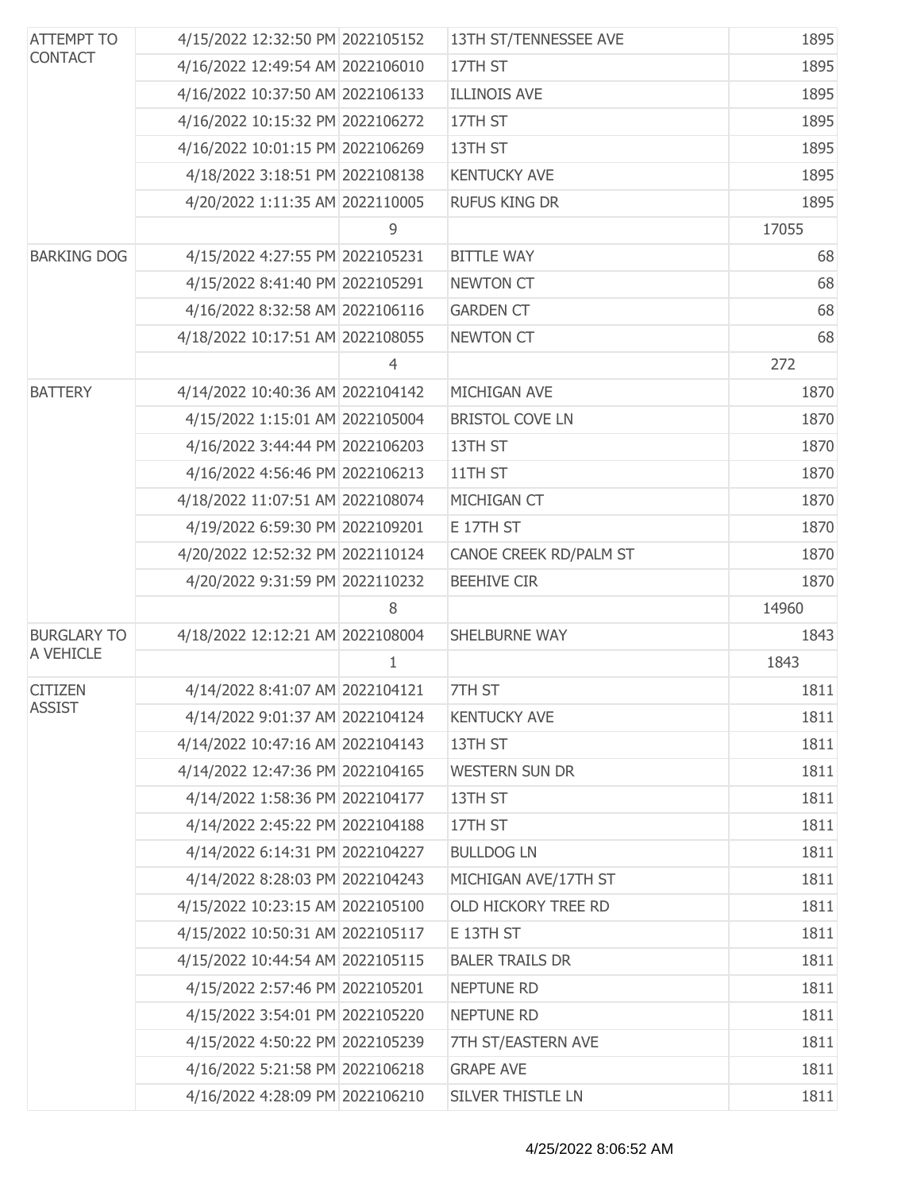| | | | | |
|---|---|---|---|---|
| ATTEMPT TO CONTACT | 4/15/2022 12:32:50 PM | 2022105152 | 13TH ST/TENNESSEE AVE | 1895 |
| | 4/16/2022 12:49:54 AM | 2022106010 | 17TH ST | 1895 |
| | 4/16/2022 10:37:50 AM | 2022106133 | ILLINOIS AVE | 1895 |
| | 4/16/2022 10:15:32 PM | 2022106272 | 17TH ST | 1895 |
| | 4/16/2022 10:01:15 PM | 2022106269 | 13TH ST | 1895 |
| | 4/18/2022 3:18:51 PM | 2022108138 | KENTUCKY AVE | 1895 |
| | 4/20/2022 1:11:35 AM | 2022110005 | RUFUS KING DR | 1895 |
| | | 9 | | 17055 |
| BARKING DOG | 4/15/2022 4:27:55 PM | 2022105231 | BITTLE WAY | 68 |
| | 4/15/2022 8:41:40 PM | 2022105291 | NEWTON CT | 68 |
| | 4/16/2022 8:32:58 AM | 2022106116 | GARDEN CT | 68 |
| | 4/18/2022 10:17:51 AM | 2022108055 | NEWTON CT | 68 |
| | | 4 | | 272 |
| BATTERY | 4/14/2022 10:40:36 AM | 2022104142 | MICHIGAN AVE | 1870 |
| | 4/15/2022 1:15:01 AM | 2022105004 | BRISTOL COVE LN | 1870 |
| | 4/16/2022 3:44:44 PM | 2022106203 | 13TH ST | 1870 |
| | 4/16/2022 4:56:46 PM | 2022106213 | 11TH ST | 1870 |
| | 4/18/2022 11:07:51 AM | 2022108074 | MICHIGAN CT | 1870 |
| | 4/19/2022 6:59:30 PM | 2022109201 | E 17TH ST | 1870 |
| | 4/20/2022 12:52:32 PM | 2022110124 | CANOE CREEK RD/PALM ST | 1870 |
| | 4/20/2022 9:31:59 PM | 2022110232 | BEEHIVE CIR | 1870 |
| | | 8 | | 14960 |
| BURGLARY TO A VEHICLE | 4/18/2022 12:12:21 AM | 2022108004 | SHELBURNE WAY | 1843 |
| | | 1 | | 1843 |
| CITIZEN ASSIST | 4/14/2022 8:41:07 AM | 2022104121 | 7TH ST | 1811 |
| | 4/14/2022 9:01:37 AM | 2022104124 | KENTUCKY AVE | 1811 |
| | 4/14/2022 10:47:16 AM | 2022104143 | 13TH ST | 1811 |
| | 4/14/2022 12:47:36 PM | 2022104165 | WESTERN SUN DR | 1811 |
| | 4/14/2022 1:58:36 PM | 2022104177 | 13TH ST | 1811 |
| | 4/14/2022 2:45:22 PM | 2022104188 | 17TH ST | 1811 |
| | 4/14/2022 6:14:31 PM | 2022104227 | BULLDOG LN | 1811 |
| | 4/14/2022 8:28:03 PM | 2022104243 | MICHIGAN AVE/17TH ST | 1811 |
| | 4/15/2022 10:23:15 AM | 2022105100 | OLD HICKORY TREE RD | 1811 |
| | 4/15/2022 10:50:31 AM | 2022105117 | E 13TH ST | 1811 |
| | 4/15/2022 10:44:54 AM | 2022105115 | BALER TRAILS DR | 1811 |
| | 4/15/2022 2:57:46 PM | 2022105201 | NEPTUNE RD | 1811 |
| | 4/15/2022 3:54:01 PM | 2022105220 | NEPTUNE RD | 1811 |
| | 4/15/2022 4:50:22 PM | 2022105239 | 7TH ST/EASTERN AVE | 1811 |
| | 4/16/2022 5:21:58 PM | 2022106218 | GRAPE AVE | 1811 |
| | 4/16/2022 4:28:09 PM | 2022106210 | SILVER THISTLE LN | 1811 |

4/25/2022 8:06:52 AM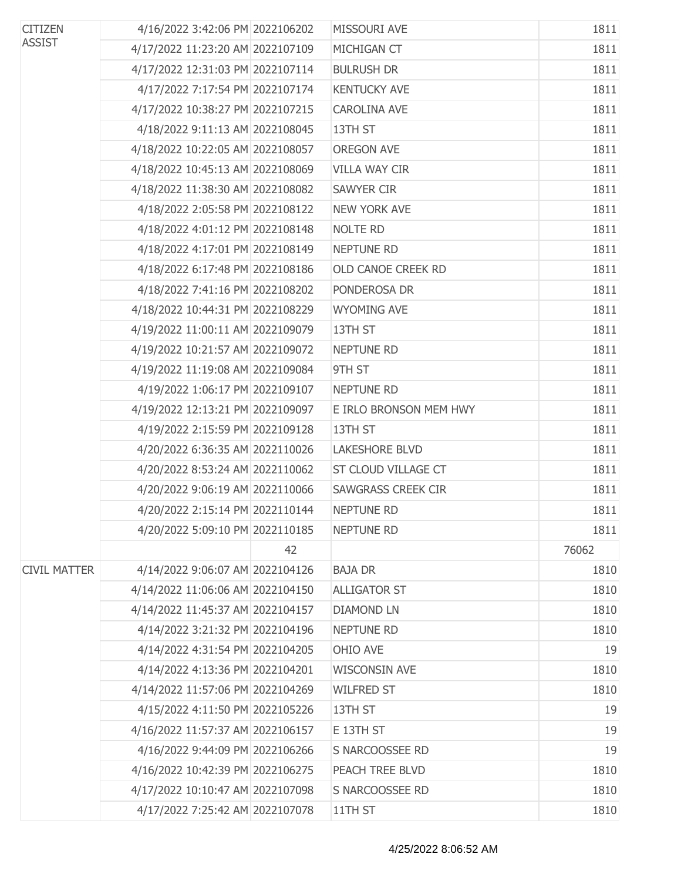| | | | | |
|---|---|---|---|---|
| CITIZEN ASSIST | 4/16/2022 3:42:06 PM | 2022106202 | MISSOURI AVE | 1811 |
| | 4/17/2022 11:23:20 AM | 2022107109 | MICHIGAN CT | 1811 |
| | 4/17/2022 12:31:03 PM | 2022107114 | BULRUSH DR | 1811 |
| | 4/17/2022 7:17:54 PM | 2022107174 | KENTUCKY AVE | 1811 |
| | 4/17/2022 10:38:27 PM | 2022107215 | CAROLINA AVE | 1811 |
| | 4/18/2022 9:11:13 AM | 2022108045 | 13TH ST | 1811 |
| | 4/18/2022 10:22:05 AM | 2022108057 | OREGON AVE | 1811 |
| | 4/18/2022 10:45:13 AM | 2022108069 | VILLA WAY CIR | 1811 |
| | 4/18/2022 11:38:30 AM | 2022108082 | SAWYER CIR | 1811 |
| | 4/18/2022 2:05:58 PM | 2022108122 | NEW YORK AVE | 1811 |
| | 4/18/2022 4:01:12 PM | 2022108148 | NOLTE RD | 1811 |
| | 4/18/2022 4:17:01 PM | 2022108149 | NEPTUNE RD | 1811 |
| | 4/18/2022 6:17:48 PM | 2022108186 | OLD CANOE CREEK RD | 1811 |
| | 4/18/2022 7:41:16 PM | 2022108202 | PONDEROSA DR | 1811 |
| | 4/18/2022 10:44:31 PM | 2022108229 | WYOMING AVE | 1811 |
| | 4/19/2022 11:00:11 AM | 2022109079 | 13TH ST | 1811 |
| | 4/19/2022 10:21:57 AM | 2022109072 | NEPTUNE RD | 1811 |
| | 4/19/2022 11:19:08 AM | 2022109084 | 9TH ST | 1811 |
| | 4/19/2022 1:06:17 PM | 2022109107 | NEPTUNE RD | 1811 |
| | 4/19/2022 12:13:21 PM | 2022109097 | E IRLO BRONSON MEM HWY | 1811 |
| | 4/19/2022 2:15:59 PM | 2022109128 | 13TH ST | 1811 |
| | 4/20/2022 6:36:35 AM | 2022110026 | LAKESHORE BLVD | 1811 |
| | 4/20/2022 8:53:24 AM | 2022110062 | ST CLOUD VILLAGE CT | 1811 |
| | 4/20/2022 9:06:19 AM | 2022110066 | SAWGRASS CREEK CIR | 1811 |
| | 4/20/2022 2:15:14 PM | 2022110144 | NEPTUNE RD | 1811 |
| | 4/20/2022 5:09:10 PM | 2022110185 | NEPTUNE RD | 1811 |
| | | 42 | | 76062 |
| CIVIL MATTER | 4/14/2022 9:06:07 AM | 2022104126 | BAJA DR | 1810 |
| | 4/14/2022 11:06:06 AM | 2022104150 | ALLIGATOR ST | 1810 |
| | 4/14/2022 11:45:37 AM | 2022104157 | DIAMOND LN | 1810 |
| | 4/14/2022 3:21:32 PM | 2022104196 | NEPTUNE RD | 1810 |
| | 4/14/2022 4:31:54 PM | 2022104205 | OHIO AVE | 19 |
| | 4/14/2022 4:13:36 PM | 2022104201 | WISCONSIN AVE | 1810 |
| | 4/14/2022 11:57:06 PM | 2022104269 | WILFRED ST | 1810 |
| | 4/15/2022 4:11:50 PM | 2022105226 | 13TH ST | 19 |
| | 4/16/2022 11:57:37 AM | 2022106157 | E 13TH ST | 19 |
| | 4/16/2022 9:44:09 PM | 2022106266 | S NARCOOSSEE RD | 19 |
| | 4/16/2022 10:42:39 PM | 2022106275 | PEACH TREE BLVD | 1810 |
| | 4/17/2022 10:10:47 AM | 2022107098 | S NARCOOSSEE RD | 1810 |
| | 4/17/2022 7:25:42 AM | 2022107078 | 11TH ST | 1810 |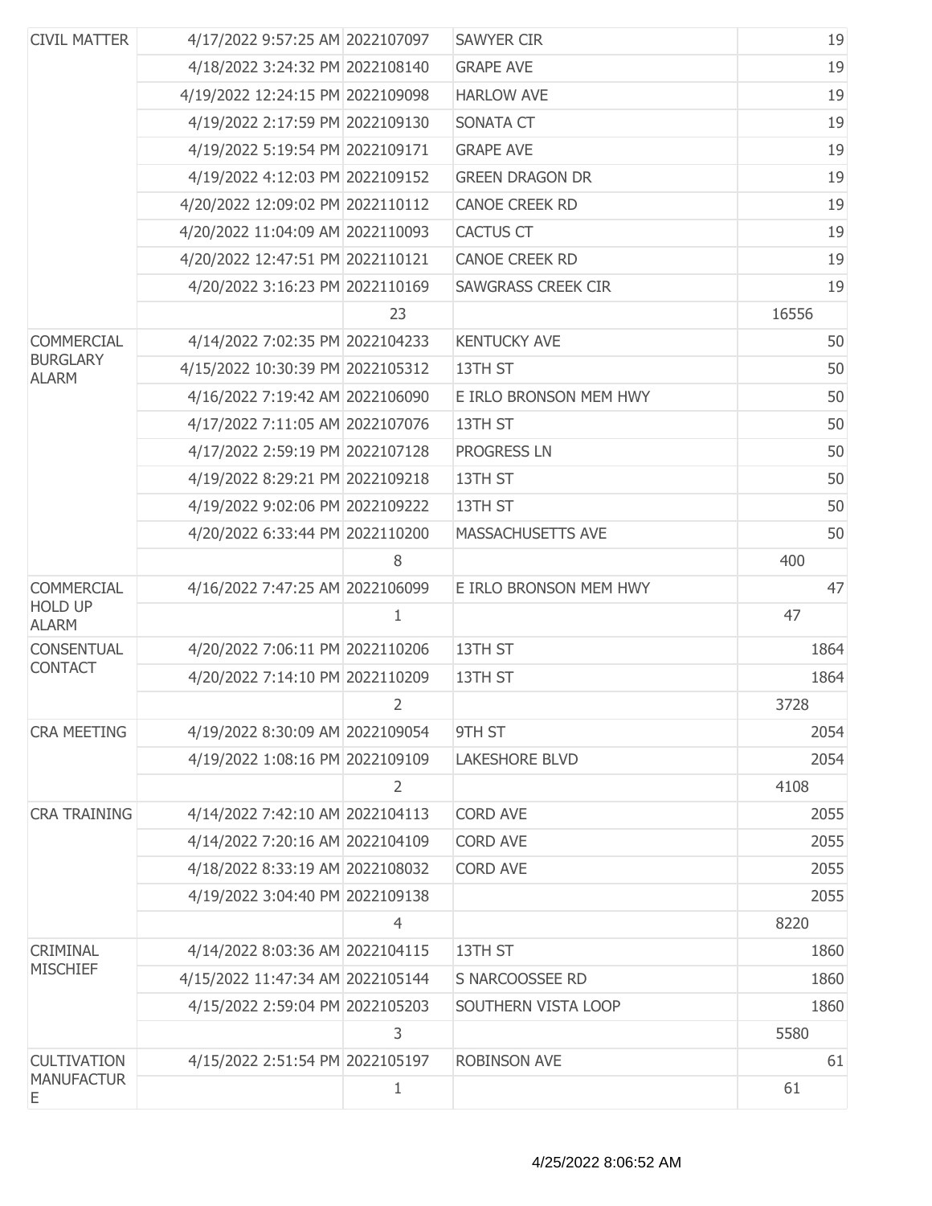| | | | | |
|---|---|---|---|---|
| CIVIL MATTER | 4/17/2022 9:57:25 AM | 2022107097 | SAWYER CIR | 19 |
| | 4/18/2022 3:24:32 PM | 2022108140 | GRAPE AVE | 19 |
| | 4/19/2022 12:24:15 PM | 2022109098 | HARLOW AVE | 19 |
| | 4/19/2022 2:17:59 PM | 2022109130 | SONATA CT | 19 |
| | 4/19/2022 5:19:54 PM | 2022109171 | GRAPE AVE | 19 |
| | 4/19/2022 4:12:03 PM | 2022109152 | GREEN DRAGON DR | 19 |
| | 4/20/2022 12:09:02 PM | 2022110112 | CANOE CREEK RD | 19 |
| | 4/20/2022 11:04:09 AM | 2022110093 | CACTUS CT | 19 |
| | 4/20/2022 12:47:51 PM | 2022110121 | CANOE CREEK RD | 19 |
| | 4/20/2022 3:16:23 PM | 2022110169 | SAWGRASS CREEK CIR | 19 |
| | | 23 | | 16556 |
| COMMERCIAL BURGLARY ALARM | 4/14/2022 7:02:35 PM | 2022104233 | KENTUCKY AVE | 50 |
| | 4/15/2022 10:30:39 PM | 2022105312 | 13TH ST | 50 |
| | 4/16/2022 7:19:42 AM | 2022106090 | E IRLO BRONSON MEM HWY | 50 |
| | 4/17/2022 7:11:05 AM | 2022107076 | 13TH ST | 50 |
| | 4/17/2022 2:59:19 PM | 2022107128 | PROGRESS LN | 50 |
| | 4/19/2022 8:29:21 PM | 2022109218 | 13TH ST | 50 |
| | 4/19/2022 9:02:06 PM | 2022109222 | 13TH ST | 50 |
| | 4/20/2022 6:33:44 PM | 2022110200 | MASSACHUSETTS AVE | 50 |
| | | 8 | | 400 |
| COMMERCIAL HOLD UP ALARM | 4/16/2022 7:47:25 AM | 2022106099 | E IRLO BRONSON MEM HWY | 47 |
| | | 1 | | 47 |
| CONSENTUAL CONTACT | 4/20/2022 7:06:11 PM | 2022110206 | 13TH ST | 1864 |
| | 4/20/2022 7:14:10 PM | 2022110209 | 13TH ST | 1864 |
| | | 2 | | 3728 |
| CRA MEETING | 4/19/2022 8:30:09 AM | 2022109054 | 9TH ST | 2054 |
| | 4/19/2022 1:08:16 PM | 2022109109 | LAKESHORE BLVD | 2054 |
| | | 2 | | 4108 |
| CRA TRAINING | 4/14/2022 7:42:10 AM | 2022104113 | CORD AVE | 2055 |
| | 4/14/2022 7:20:16 AM | 2022104109 | CORD AVE | 2055 |
| | 4/18/2022 8:33:19 AM | 2022108032 | CORD AVE | 2055 |
| | 4/19/2022 3:04:40 PM | 2022109138 | | 2055 |
| | | 4 | | 8220 |
| CRIMINAL MISCHIEF | 4/14/2022 8:03:36 AM | 2022104115 | 13TH ST | 1860 |
| | 4/15/2022 11:47:34 AM | 2022105144 | S NARCOOSSEE RD | 1860 |
| | 4/15/2022 2:59:04 PM | 2022105203 | SOUTHERN VISTA LOOP | 1860 |
| | | 3 | | 5580 |
| CULTIVATION MANUFACTURE | 4/15/2022 2:51:54 PM | 2022105197 | ROBINSON AVE | 61 |
| | | 1 | | 61 |

4/25/2022 8:06:52 AM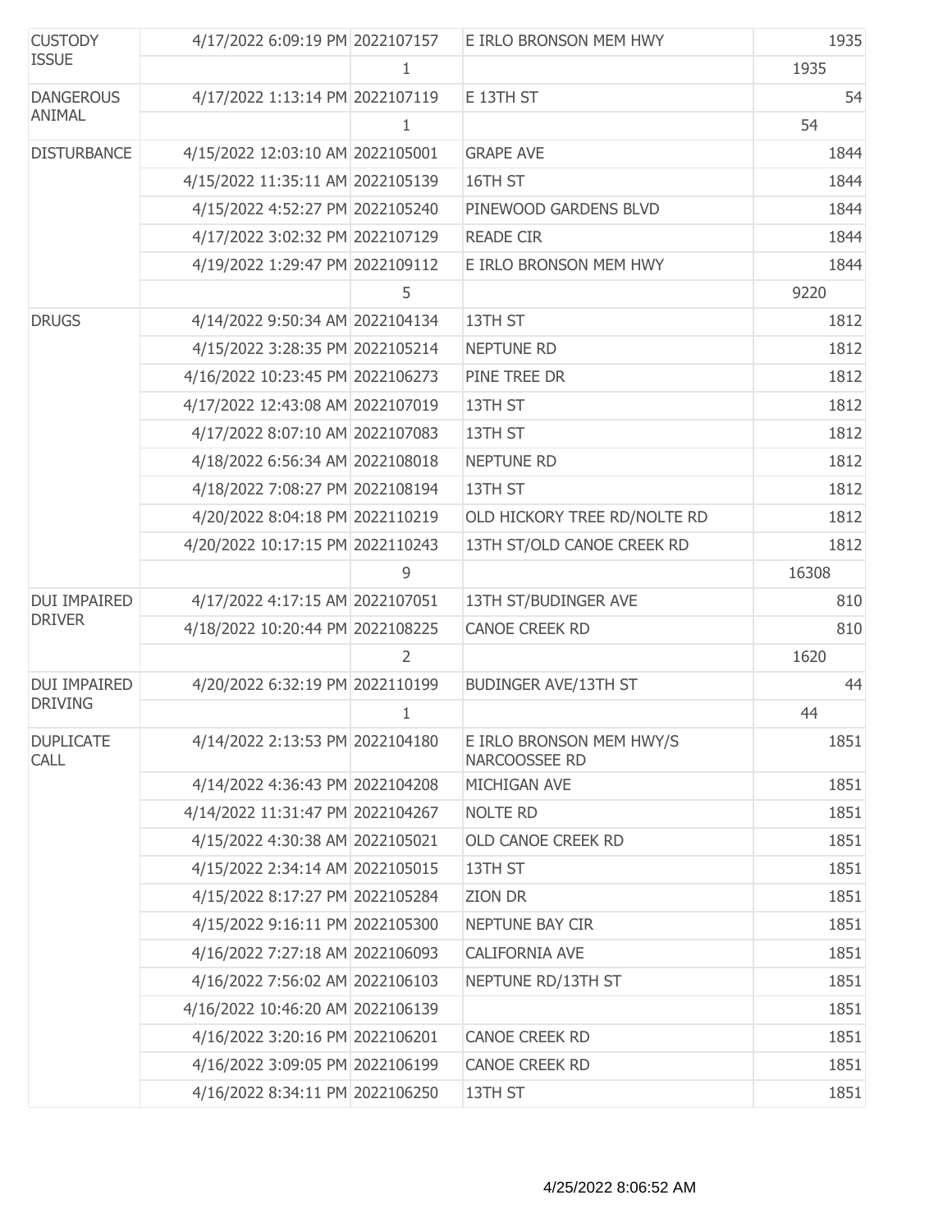| | | | | |
|---|---|---|---|---|
| CUSTODY ISSUE | 4/17/2022 6:09:19 PM | 2022107157 | E IRLO BRONSON MEM HWY | 1935 |
| | | 1 | | 1935 |
| DANGEROUS ANIMAL | 4/17/2022 1:13:14 PM | 2022107119 | E 13TH ST | 54 |
| | | 1 | | 54 |
| DISTURBANCE | 4/15/2022 12:03:10 AM | 2022105001 | GRAPE AVE | 1844 |
| | 4/15/2022 11:35:11 AM | 2022105139 | 16TH ST | 1844 |
| | 4/15/2022 4:52:27 PM | 2022105240 | PINEWOOD GARDENS BLVD | 1844 |
| | 4/17/2022 3:02:32 PM | 2022107129 | READE CIR | 1844 |
| | 4/19/2022 1:29:47 PM | 2022109112 | E IRLO BRONSON MEM HWY | 1844 |
| | | 5 | | 9220 |
| DRUGS | 4/14/2022 9:50:34 AM | 2022104134 | 13TH ST | 1812 |
| | 4/15/2022 3:28:35 PM | 2022105214 | NEPTUNE RD | 1812 |
| | 4/16/2022 10:23:45 PM | 2022106273 | PINE TREE DR | 1812 |
| | 4/17/2022 12:43:08 AM | 2022107019 | 13TH ST | 1812 |
| | 4/17/2022 8:07:10 AM | 2022107083 | 13TH ST | 1812 |
| | 4/18/2022 6:56:34 AM | 2022108018 | NEPTUNE RD | 1812 |
| | 4/18/2022 7:08:27 PM | 2022108194 | 13TH ST | 1812 |
| | 4/20/2022 8:04:18 PM | 2022110219 | OLD HICKORY TREE RD/NOLTE RD | 1812 |
| | 4/20/2022 10:17:15 PM | 2022110243 | 13TH ST/OLD CANOE CREEK RD | 1812 |
| | | 9 | | 16308 |
| DUI IMPAIRED DRIVER | 4/17/2022 4:17:15 AM | 2022107051 | 13TH ST/BUDINGER AVE | 810 |
| | 4/18/2022 10:20:44 PM | 2022108225 | CANOE CREEK RD | 810 |
| | | 2 | | 1620 |
| DUI IMPAIRED DRIVING | 4/20/2022 6:32:19 PM | 2022110199 | BUDINGER AVE/13TH ST | 44 |
| | | 1 | | 44 |
| DUPLICATE CALL | 4/14/2022 2:13:53 PM | 2022104180 | E IRLO BRONSON MEM HWY/S NARCOOSSEE RD | 1851 |
| | 4/14/2022 4:36:43 PM | 2022104208 | MICHIGAN AVE | 1851 |
| | 4/14/2022 11:31:47 PM | 2022104267 | NOLTE RD | 1851 |
| | 4/15/2022 4:30:38 AM | 2022105021 | OLD CANOE CREEK RD | 1851 |
| | 4/15/2022 2:34:14 AM | 2022105015 | 13TH ST | 1851 |
| | 4/15/2022 8:17:27 PM | 2022105284 | ZION DR | 1851 |
| | 4/15/2022 9:16:11 PM | 2022105300 | NEPTUNE BAY CIR | 1851 |
| | 4/16/2022 7:27:18 AM | 2022106093 | CALIFORNIA AVE | 1851 |
| | 4/16/2022 7:56:02 AM | 2022106103 | NEPTUNE RD/13TH ST | 1851 |
| | 4/16/2022 10:46:20 AM | 2022106139 | | 1851 |
| | 4/16/2022 3:20:16 PM | 2022106201 | CANOE CREEK RD | 1851 |
| | 4/16/2022 3:09:05 PM | 2022106199 | CANOE CREEK RD | 1851 |
| | 4/16/2022 8:34:11 PM | 2022106250 | 13TH ST | 1851 |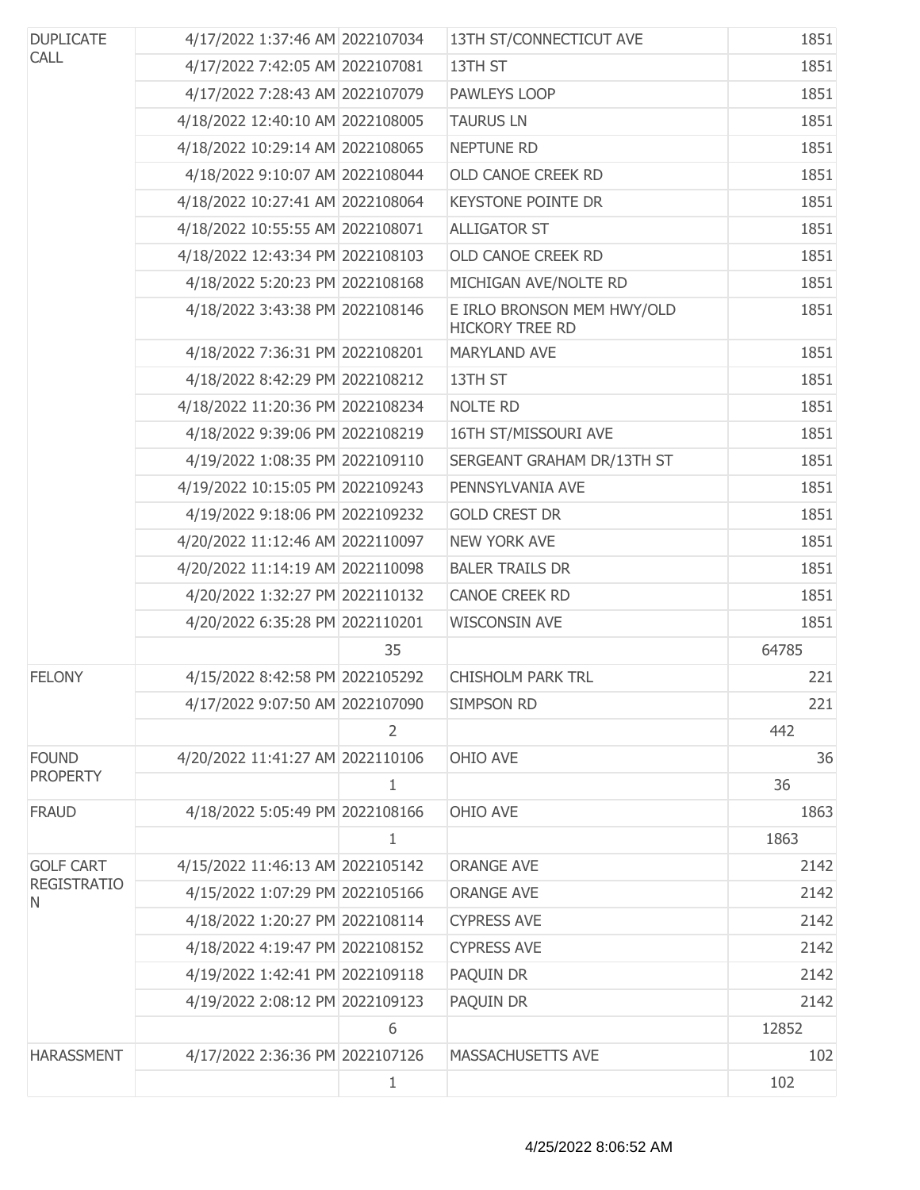| | | | | |
|---|---|---|---|---|
| DUPLICATE CALL | 4/17/2022 1:37:46 AM | 2022107034 | 13TH ST/CONNECTICUT AVE | 1851 |
| | 4/17/2022 7:42:05 AM | 2022107081 | 13TH ST | 1851 |
| | 4/17/2022 7:28:43 AM | 2022107079 | PAWLEYS LOOP | 1851 |
| | 4/18/2022 12:40:10 AM | 2022108005 | TAURUS LN | 1851 |
| | 4/18/2022 10:29:14 AM | 2022108065 | NEPTUNE RD | 1851 |
| | 4/18/2022 9:10:07 AM | 2022108044 | OLD CANOE CREEK RD | 1851 |
| | 4/18/2022 10:27:41 AM | 2022108064 | KEYSTONE POINTE DR | 1851 |
| | 4/18/2022 10:55:55 AM | 2022108071 | ALLIGATOR ST | 1851 |
| | 4/18/2022 12:43:34 PM | 2022108103 | OLD CANOE CREEK RD | 1851 |
| | 4/18/2022 5:20:23 PM | 2022108168 | MICHIGAN AVE/NOLTE RD | 1851 |
| | 4/18/2022 3:43:38 PM | 2022108146 | E IRLO BRONSON MEM HWY/OLD HICKORY TREE RD | 1851 |
| | 4/18/2022 7:36:31 PM | 2022108201 | MARYLAND AVE | 1851 |
| | 4/18/2022 8:42:29 PM | 2022108212 | 13TH ST | 1851 |
| | 4/18/2022 11:20:36 PM | 2022108234 | NOLTE RD | 1851 |
| | 4/18/2022 9:39:06 PM | 2022108219 | 16TH ST/MISSOURI AVE | 1851 |
| | 4/19/2022 1:08:35 PM | 2022109110 | SERGEANT GRAHAM DR/13TH ST | 1851 |
| | 4/19/2022 10:15:05 PM | 2022109243 | PENNSYLVANIA AVE | 1851 |
| | 4/19/2022 9:18:06 PM | 2022109232 | GOLD CREST DR | 1851 |
| | 4/20/2022 11:12:46 AM | 2022110097 | NEW YORK AVE | 1851 |
| | 4/20/2022 11:14:19 AM | 2022110098 | BALER TRAILS DR | 1851 |
| | 4/20/2022 1:32:27 PM | 2022110132 | CANOE CREEK RD | 1851 |
| | 4/20/2022 6:35:28 PM | 2022110201 | WISCONSIN AVE | 1851 |
| | | 35 | | 64785 |
| FELONY | 4/15/2022 8:42:58 PM | 2022105292 | CHISHOLM PARK TRL | 221 |
| | 4/17/2022 9:07:50 AM | 2022107090 | SIMPSON RD | 221 |
| | | 2 | | 442 |
| FOUND PROPERTY | 4/20/2022 11:41:27 AM | 2022110106 | OHIO AVE | 36 |
| | | 1 | | 36 |
| FRAUD | 4/18/2022 5:05:49 PM | 2022108166 | OHIO AVE | 1863 |
| | | 1 | | 1863 |
| GOLF CART REGISTRATION | 4/15/2022 11:46:13 AM | 2022105142 | ORANGE AVE | 2142 |
| | 4/15/2022 1:07:29 PM | 2022105166 | ORANGE AVE | 2142 |
| | 4/18/2022 1:20:27 PM | 2022108114 | CYPRESS AVE | 2142 |
| | 4/18/2022 4:19:47 PM | 2022108152 | CYPRESS AVE | 2142 |
| | 4/19/2022 1:42:41 PM | 2022109118 | PAQUIN DR | 2142 |
| | 4/19/2022 2:08:12 PM | 2022109123 | PAQUIN DR | 2142 |
| | | 6 | | 12852 |
| HARASSMENT | 4/17/2022 2:36:36 PM | 2022107126 | MASSACHUSETTS AVE | 102 |
| | | 1 | | 102 |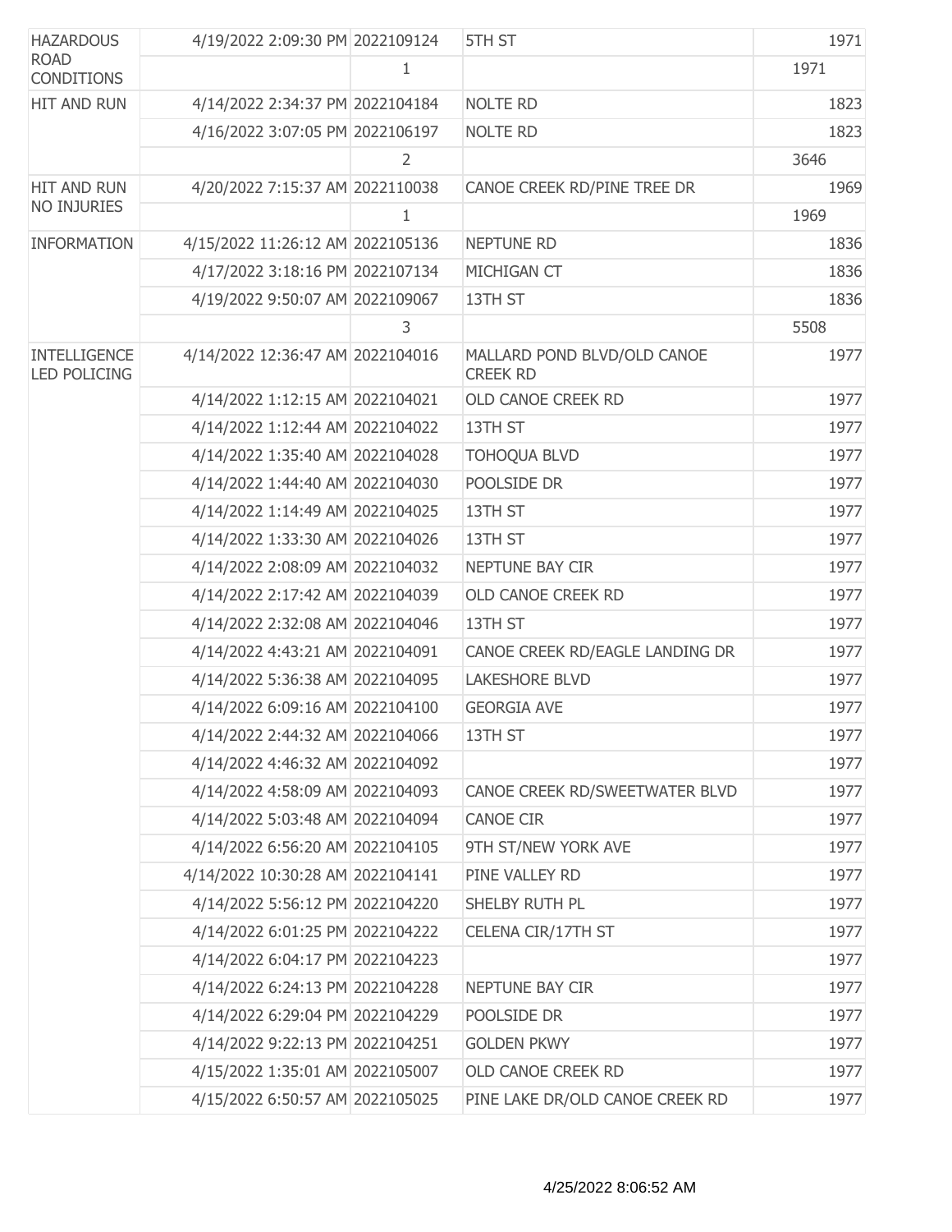| | | | | |
|---|---|---|---|---|
| HAZARDOUS ROAD CONDITIONS | 4/19/2022 2:09:30 PM | 2022109124 | 5TH ST | 1971 |
| | | 1 | | 1971 |
| HIT AND RUN | 4/14/2022 2:34:37 PM | 2022104184 | NOLTE RD | 1823 |
| | 4/16/2022 3:07:05 PM | 2022106197 | NOLTE RD | 1823 |
| | | 2 | | 3646 |
| HIT AND RUN NO INJURIES | 4/20/2022 7:15:37 AM | 2022110038 | CANOE CREEK RD/PINE TREE DR | 1969 |
| | | 1 | | 1969 |
| INFORMATION | 4/15/2022 11:26:12 AM | 2022105136 | NEPTUNE RD | 1836 |
| | 4/17/2022 3:18:16 PM | 2022107134 | MICHIGAN CT | 1836 |
| | 4/19/2022 9:50:07 AM | 2022109067 | 13TH ST | 1836 |
| | | 3 | | 5508 |
| INTELLIGENCE LED POLICING | 4/14/2022 12:36:47 AM | 2022104016 | MALLARD POND BLVD/OLD CANOE CREEK RD | 1977 |
| | 4/14/2022 1:12:15 AM | 2022104021 | OLD CANOE CREEK RD | 1977 |
| | 4/14/2022 1:12:44 AM | 2022104022 | 13TH ST | 1977 |
| | 4/14/2022 1:35:40 AM | 2022104028 | TOHOQUA BLVD | 1977 |
| | 4/14/2022 1:44:40 AM | 2022104030 | POOLSIDE DR | 1977 |
| | 4/14/2022 1:14:49 AM | 2022104025 | 13TH ST | 1977 |
| | 4/14/2022 1:33:30 AM | 2022104026 | 13TH ST | 1977 |
| | 4/14/2022 2:08:09 AM | 2022104032 | NEPTUNE BAY CIR | 1977 |
| | 4/14/2022 2:17:42 AM | 2022104039 | OLD CANOE CREEK RD | 1977 |
| | 4/14/2022 2:32:08 AM | 2022104046 | 13TH ST | 1977 |
| | 4/14/2022 4:43:21 AM | 2022104091 | CANOE CREEK RD/EAGLE LANDING DR | 1977 |
| | 4/14/2022 5:36:38 AM | 2022104095 | LAKESHORE BLVD | 1977 |
| | 4/14/2022 6:09:16 AM | 2022104100 | GEORGIA AVE | 1977 |
| | 4/14/2022 2:44:32 AM | 2022104066 | 13TH ST | 1977 |
| | 4/14/2022 4:46:32 AM | 2022104092 | | 1977 |
| | 4/14/2022 4:58:09 AM | 2022104093 | CANOE CREEK RD/SWEETWATER BLVD | 1977 |
| | 4/14/2022 5:03:48 AM | 2022104094 | CANOE CIR | 1977 |
| | 4/14/2022 6:56:20 AM | 2022104105 | 9TH ST/NEW YORK AVE | 1977 |
| | 4/14/2022 10:30:28 AM | 2022104141 | PINE VALLEY RD | 1977 |
| | 4/14/2022 5:56:12 PM | 2022104220 | SHELBY RUTH PL | 1977 |
| | 4/14/2022 6:01:25 PM | 2022104222 | CELENA CIR/17TH ST | 1977 |
| | 4/14/2022 6:04:17 PM | 2022104223 | | 1977 |
| | 4/14/2022 6:24:13 PM | 2022104228 | NEPTUNE BAY CIR | 1977 |
| | 4/14/2022 6:29:04 PM | 2022104229 | POOLSIDE DR | 1977 |
| | 4/14/2022 9:22:13 PM | 2022104251 | GOLDEN PKWY | 1977 |
| | 4/15/2022 1:35:01 AM | 2022105007 | OLD CANOE CREEK RD | 1977 |
| | 4/15/2022 6:50:57 AM | 2022105025 | PINE LAKE DR/OLD CANOE CREEK RD | 1977 |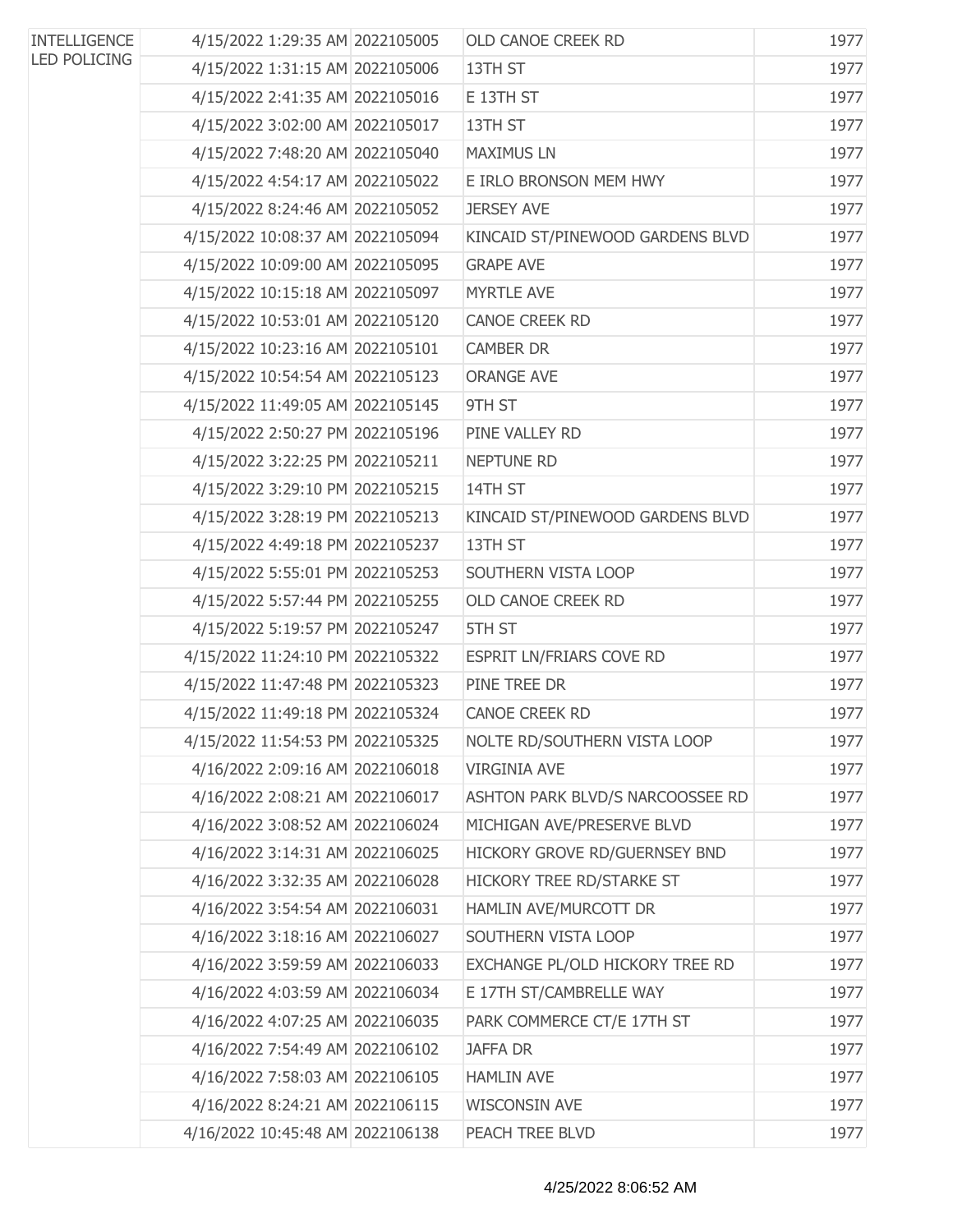| | | | | |
|---|---|---|---|---|
| INTELLIGENCE LED POLICING | 4/15/2022 1:29:35 AM | 2022105005 | OLD CANOE CREEK RD | 1977 |
| | 4/15/2022 1:31:15 AM | 2022105006 | 13TH ST | 1977 |
| | 4/15/2022 2:41:35 AM | 2022105016 | E 13TH ST | 1977 |
| | 4/15/2022 3:02:00 AM | 2022105017 | 13TH ST | 1977 |
| | 4/15/2022 7:48:20 AM | 2022105040 | MAXIMUS LN | 1977 |
| | 4/15/2022 4:54:17 AM | 2022105022 | E IRLO BRONSON MEM HWY | 1977 |
| | 4/15/2022 8:24:46 AM | 2022105052 | JERSEY AVE | 1977 |
| | 4/15/2022 10:08:37 AM | 2022105094 | KINCAID ST/PINEWOOD GARDENS BLVD | 1977 |
| | 4/15/2022 10:09:00 AM | 2022105095 | GRAPE AVE | 1977 |
| | 4/15/2022 10:15:18 AM | 2022105097 | MYRTLE AVE | 1977 |
| | 4/15/2022 10:53:01 AM | 2022105120 | CANOE CREEK RD | 1977 |
| | 4/15/2022 10:23:16 AM | 2022105101 | CAMBER DR | 1977 |
| | 4/15/2022 10:54:54 AM | 2022105123 | ORANGE AVE | 1977 |
| | 4/15/2022 11:49:05 AM | 2022105145 | 9TH ST | 1977 |
| | 4/15/2022 2:50:27 PM | 2022105196 | PINE VALLEY RD | 1977 |
| | 4/15/2022 3:22:25 PM | 2022105211 | NEPTUNE RD | 1977 |
| | 4/15/2022 3:29:10 PM | 2022105215 | 14TH ST | 1977 |
| | 4/15/2022 3:28:19 PM | 2022105213 | KINCAID ST/PINEWOOD GARDENS BLVD | 1977 |
| | 4/15/2022 4:49:18 PM | 2022105237 | 13TH ST | 1977 |
| | 4/15/2022 5:55:01 PM | 2022105253 | SOUTHERN VISTA LOOP | 1977 |
| | 4/15/2022 5:57:44 PM | 2022105255 | OLD CANOE CREEK RD | 1977 |
| | 4/15/2022 5:19:57 PM | 2022105247 | 5TH ST | 1977 |
| | 4/15/2022 11:24:10 PM | 2022105322 | ESPRIT LN/FRIARS COVE RD | 1977 |
| | 4/15/2022 11:47:48 PM | 2022105323 | PINE TREE DR | 1977 |
| | 4/15/2022 11:49:18 PM | 2022105324 | CANOE CREEK RD | 1977 |
| | 4/15/2022 11:54:53 PM | 2022105325 | NOLTE RD/SOUTHERN VISTA LOOP | 1977 |
| | 4/16/2022 2:09:16 AM | 2022106018 | VIRGINIA AVE | 1977 |
| | 4/16/2022 2:08:21 AM | 2022106017 | ASHTON PARK BLVD/S NARCOOSSEE RD | 1977 |
| | 4/16/2022 3:08:52 AM | 2022106024 | MICHIGAN AVE/PRESERVE BLVD | 1977 |
| | 4/16/2022 3:14:31 AM | 2022106025 | HICKORY GROVE RD/GUERNSEY BND | 1977 |
| | 4/16/2022 3:32:35 AM | 2022106028 | HICKORY TREE RD/STARKE ST | 1977 |
| | 4/16/2022 3:54:54 AM | 2022106031 | HAMLIN AVE/MURCOTT DR | 1977 |
| | 4/16/2022 3:18:16 AM | 2022106027 | SOUTHERN VISTA LOOP | 1977 |
| | 4/16/2022 3:59:59 AM | 2022106033 | EXCHANGE PL/OLD HICKORY TREE RD | 1977 |
| | 4/16/2022 4:03:59 AM | 2022106034 | E 17TH ST/CAMBRELLE WAY | 1977 |
| | 4/16/2022 4:07:25 AM | 2022106035 | PARK COMMERCE CT/E 17TH ST | 1977 |
| | 4/16/2022 7:54:49 AM | 2022106102 | JAFFA DR | 1977 |
| | 4/16/2022 7:58:03 AM | 2022106105 | HAMLIN AVE | 1977 |
| | 4/16/2022 8:24:21 AM | 2022106115 | WISCONSIN AVE | 1977 |
| | 4/16/2022 10:45:48 AM | 2022106138 | PEACH TREE BLVD | 1977 |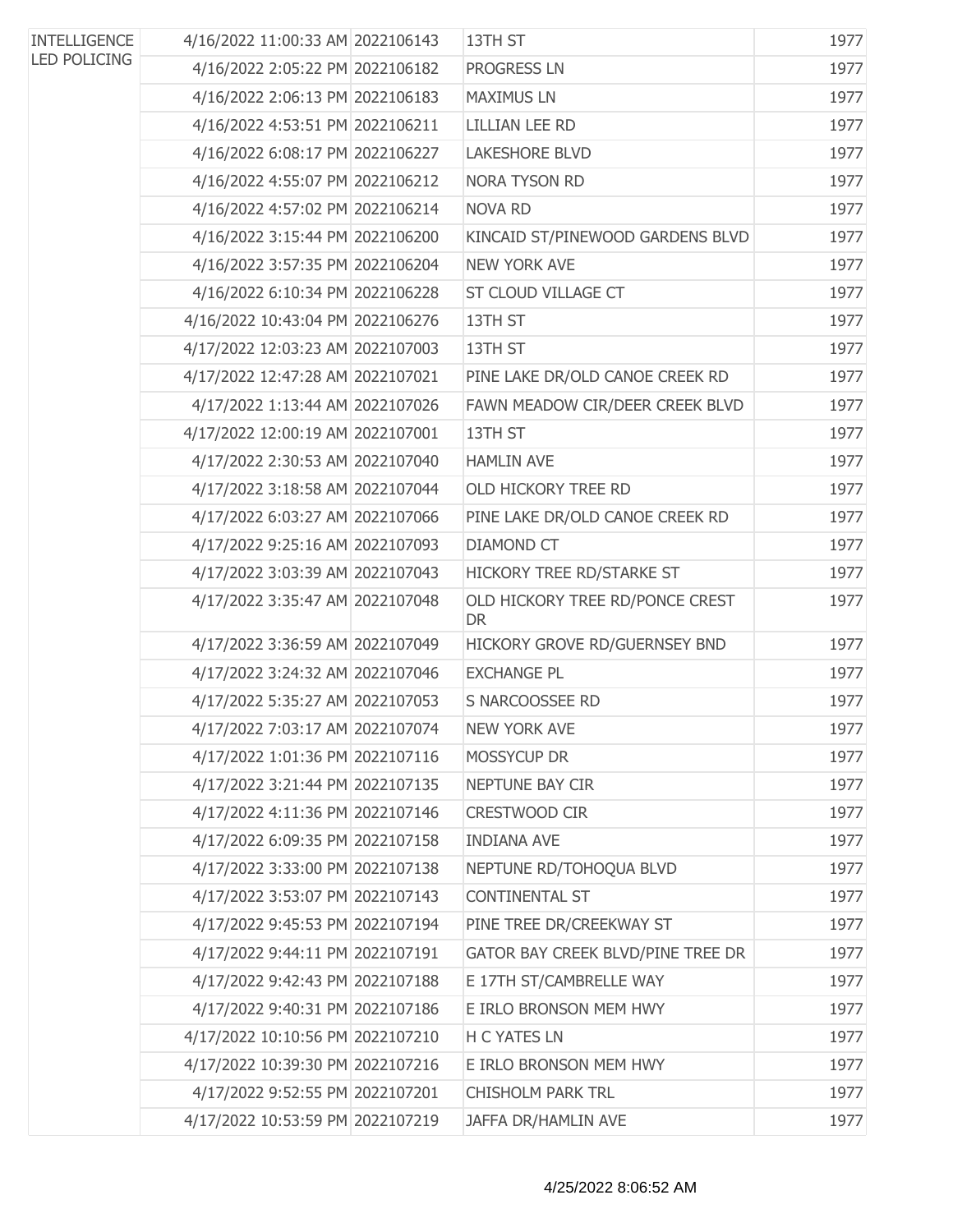| | | | | |
|---|---|---|---|---|
| INTELLIGENCE LED POLICING | 4/16/2022 11:00:33 AM | 2022106143 | 13TH ST | 1977 |
| | 4/16/2022 2:05:22 PM | 2022106182 | PROGRESS LN | 1977 |
| | 4/16/2022 2:06:13 PM | 2022106183 | MAXIMUS LN | 1977 |
| | 4/16/2022 4:53:51 PM | 2022106211 | LILLIAN LEE RD | 1977 |
| | 4/16/2022 6:08:17 PM | 2022106227 | LAKESHORE BLVD | 1977 |
| | 4/16/2022 4:55:07 PM | 2022106212 | NORA TYSON RD | 1977 |
| | 4/16/2022 4:57:02 PM | 2022106214 | NOVA RD | 1977 |
| | 4/16/2022 3:15:44 PM | 2022106200 | KINCAID ST/PINEWOOD GARDENS BLVD | 1977 |
| | 4/16/2022 3:57:35 PM | 2022106204 | NEW YORK AVE | 1977 |
| | 4/16/2022 6:10:34 PM | 2022106228 | ST CLOUD VILLAGE CT | 1977 |
| | 4/16/2022 10:43:04 PM | 2022106276 | 13TH ST | 1977 |
| | 4/17/2022 12:03:23 AM | 2022107003 | 13TH ST | 1977 |
| | 4/17/2022 12:47:28 AM | 2022107021 | PINE LAKE DR/OLD CANOE CREEK RD | 1977 |
| | 4/17/2022 1:13:44 AM | 2022107026 | FAWN MEADOW CIR/DEER CREEK BLVD | 1977 |
| | 4/17/2022 12:00:19 AM | 2022107001 | 13TH ST | 1977 |
| | 4/17/2022 2:30:53 AM | 2022107040 | HAMLIN AVE | 1977 |
| | 4/17/2022 3:18:58 AM | 2022107044 | OLD HICKORY TREE RD | 1977 |
| | 4/17/2022 6:03:27 AM | 2022107066 | PINE LAKE DR/OLD CANOE CREEK RD | 1977 |
| | 4/17/2022 9:25:16 AM | 2022107093 | DIAMOND CT | 1977 |
| | 4/17/2022 3:03:39 AM | 2022107043 | HICKORY TREE RD/STARKE ST | 1977 |
| | 4/17/2022 3:35:47 AM | 2022107048 | OLD HICKORY TREE RD/PONCE CREST DR | 1977 |
| | 4/17/2022 3:36:59 AM | 2022107049 | HICKORY GROVE RD/GUERNSEY BND | 1977 |
| | 4/17/2022 3:24:32 AM | 2022107046 | EXCHANGE PL | 1977 |
| | 4/17/2022 5:35:27 AM | 2022107053 | S NARCOOSSEE RD | 1977 |
| | 4/17/2022 7:03:17 AM | 2022107074 | NEW YORK AVE | 1977 |
| | 4/17/2022 1:01:36 PM | 2022107116 | MOSSYCUP DR | 1977 |
| | 4/17/2022 3:21:44 PM | 2022107135 | NEPTUNE BAY CIR | 1977 |
| | 4/17/2022 4:11:36 PM | 2022107146 | CRESTWOOD CIR | 1977 |
| | 4/17/2022 6:09:35 PM | 2022107158 | INDIANA AVE | 1977 |
| | 4/17/2022 3:33:00 PM | 2022107138 | NEPTUNE RD/TOHOQUA BLVD | 1977 |
| | 4/17/2022 3:53:07 PM | 2022107143 | CONTINENTAL ST | 1977 |
| | 4/17/2022 9:45:53 PM | 2022107194 | PINE TREE DR/CREEKWAY ST | 1977 |
| | 4/17/2022 9:44:11 PM | 2022107191 | GATOR BAY CREEK BLVD/PINE TREE DR | 1977 |
| | 4/17/2022 9:42:43 PM | 2022107188 | E 17TH ST/CAMBRELLE WAY | 1977 |
| | 4/17/2022 9:40:31 PM | 2022107186 | E IRLO BRONSON MEM HWY | 1977 |
| | 4/17/2022 10:10:56 PM | 2022107210 | H C YATES LN | 1977 |
| | 4/17/2022 10:39:30 PM | 2022107216 | E IRLO BRONSON MEM HWY | 1977 |
| | 4/17/2022 9:52:55 PM | 2022107201 | CHISHOLM PARK TRL | 1977 |
| | 4/17/2022 10:53:59 PM | 2022107219 | JAFFA DR/HAMLIN AVE | 1977 |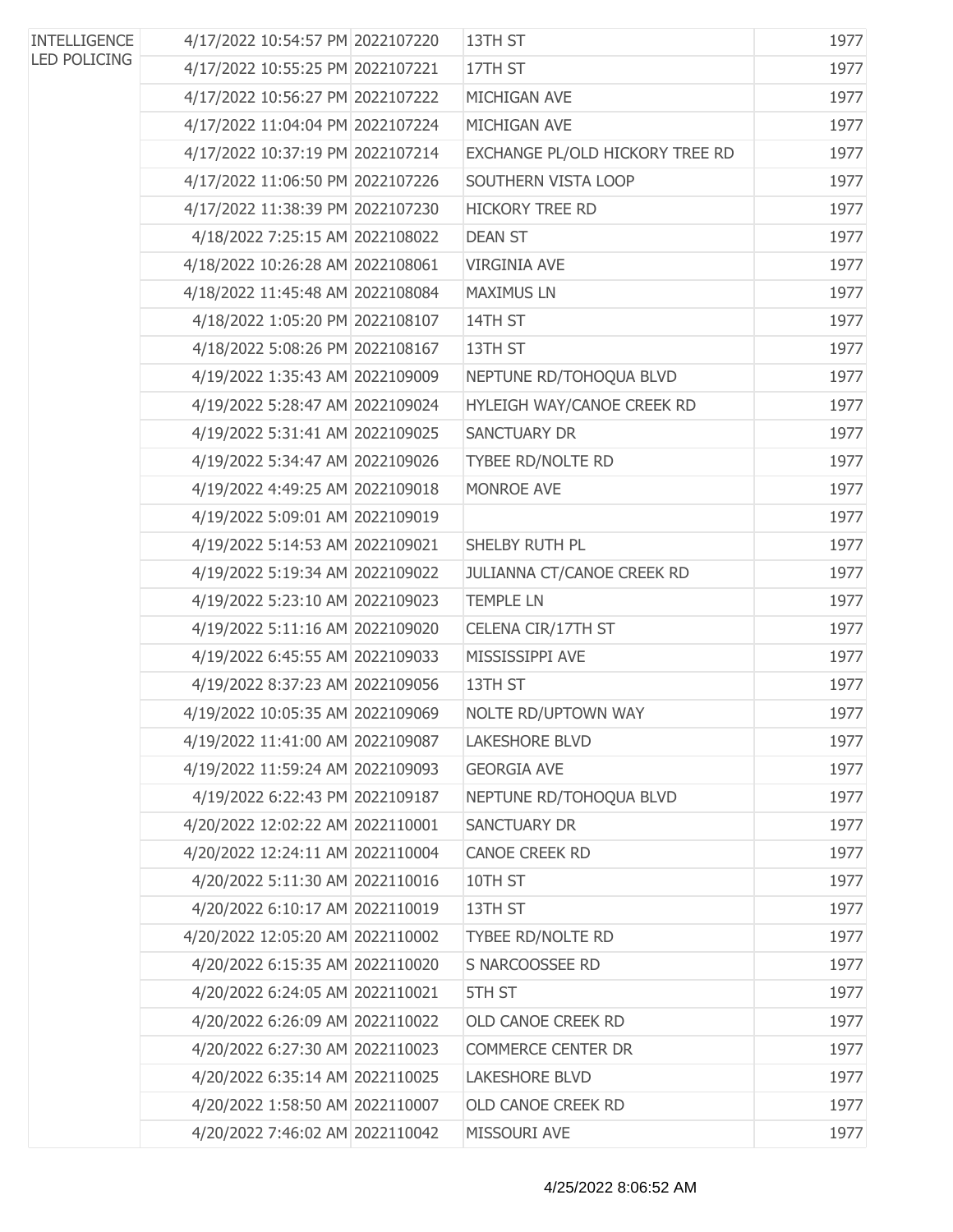| | | | | |
|---|---|---|---|---|
| INTELLIGENCE LED POLICING | 4/17/2022 10:54:57 PM | 2022107220 | 13TH ST | 1977 |
| | 4/17/2022 10:55:25 PM | 2022107221 | 17TH ST | 1977 |
| | 4/17/2022 10:56:27 PM | 2022107222 | MICHIGAN AVE | 1977 |
| | 4/17/2022 11:04:04 PM | 2022107224 | MICHIGAN AVE | 1977 |
| | 4/17/2022 10:37:19 PM | 2022107214 | EXCHANGE PL/OLD HICKORY TREE RD | 1977 |
| | 4/17/2022 11:06:50 PM | 2022107226 | SOUTHERN VISTA LOOP | 1977 |
| | 4/17/2022 11:38:39 PM | 2022107230 | HICKORY TREE RD | 1977 |
| | 4/18/2022 7:25:15 AM | 2022108022 | DEAN ST | 1977 |
| | 4/18/2022 10:26:28 AM | 2022108061 | VIRGINIA AVE | 1977 |
| | 4/18/2022 11:45:48 AM | 2022108084 | MAXIMUS LN | 1977 |
| | 4/18/2022 1:05:20 PM | 2022108107 | 14TH ST | 1977 |
| | 4/18/2022 5:08:26 PM | 2022108167 | 13TH ST | 1977 |
| | 4/19/2022 1:35:43 AM | 2022109009 | NEPTUNE RD/TOHOQUA BLVD | 1977 |
| | 4/19/2022 5:28:47 AM | 2022109024 | HYLEIGH WAY/CANOE CREEK RD | 1977 |
| | 4/19/2022 5:31:41 AM | 2022109025 | SANCTUARY DR | 1977 |
| | 4/19/2022 5:34:47 AM | 2022109026 | TYBEE RD/NOLTE RD | 1977 |
| | 4/19/2022 4:49:25 AM | 2022109018 | MONROE AVE | 1977 |
| | 4/19/2022 5:09:01 AM | 2022109019 | | 1977 |
| | 4/19/2022 5:14:53 AM | 2022109021 | SHELBY RUTH PL | 1977 |
| | 4/19/2022 5:19:34 AM | 2022109022 | JULIANNA CT/CANOE CREEK RD | 1977 |
| | 4/19/2022 5:23:10 AM | 2022109023 | TEMPLE LN | 1977 |
| | 4/19/2022 5:11:16 AM | 2022109020 | CELENA CIR/17TH ST | 1977 |
| | 4/19/2022 6:45:55 AM | 2022109033 | MISSISSIPPI AVE | 1977 |
| | 4/19/2022 8:37:23 AM | 2022109056 | 13TH ST | 1977 |
| | 4/19/2022 10:05:35 AM | 2022109069 | NOLTE RD/UPTOWN WAY | 1977 |
| | 4/19/2022 11:41:00 AM | 2022109087 | LAKESHORE BLVD | 1977 |
| | 4/19/2022 11:59:24 AM | 2022109093 | GEORGIA AVE | 1977 |
| | 4/19/2022 6:22:43 PM | 2022109187 | NEPTUNE RD/TOHOQUA BLVD | 1977 |
| | 4/20/2022 12:02:22 AM | 2022110001 | SANCTUARY DR | 1977 |
| | 4/20/2022 12:24:11 AM | 2022110004 | CANOE CREEK RD | 1977 |
| | 4/20/2022 5:11:30 AM | 2022110016 | 10TH ST | 1977 |
| | 4/20/2022 6:10:17 AM | 2022110019 | 13TH ST | 1977 |
| | 4/20/2022 12:05:20 AM | 2022110002 | TYBEE RD/NOLTE RD | 1977 |
| | 4/20/2022 6:15:35 AM | 2022110020 | S NARCOOSSEE RD | 1977 |
| | 4/20/2022 6:24:05 AM | 2022110021 | 5TH ST | 1977 |
| | 4/20/2022 6:26:09 AM | 2022110022 | OLD CANOE CREEK RD | 1977 |
| | 4/20/2022 6:27:30 AM | 2022110023 | COMMERCE CENTER DR | 1977 |
| | 4/20/2022 6:35:14 AM | 2022110025 | LAKESHORE BLVD | 1977 |
| | 4/20/2022 1:58:50 AM | 2022110007 | OLD CANOE CREEK RD | 1977 |
| | 4/20/2022 7:46:02 AM | 2022110042 | MISSOURI AVE | 1977 |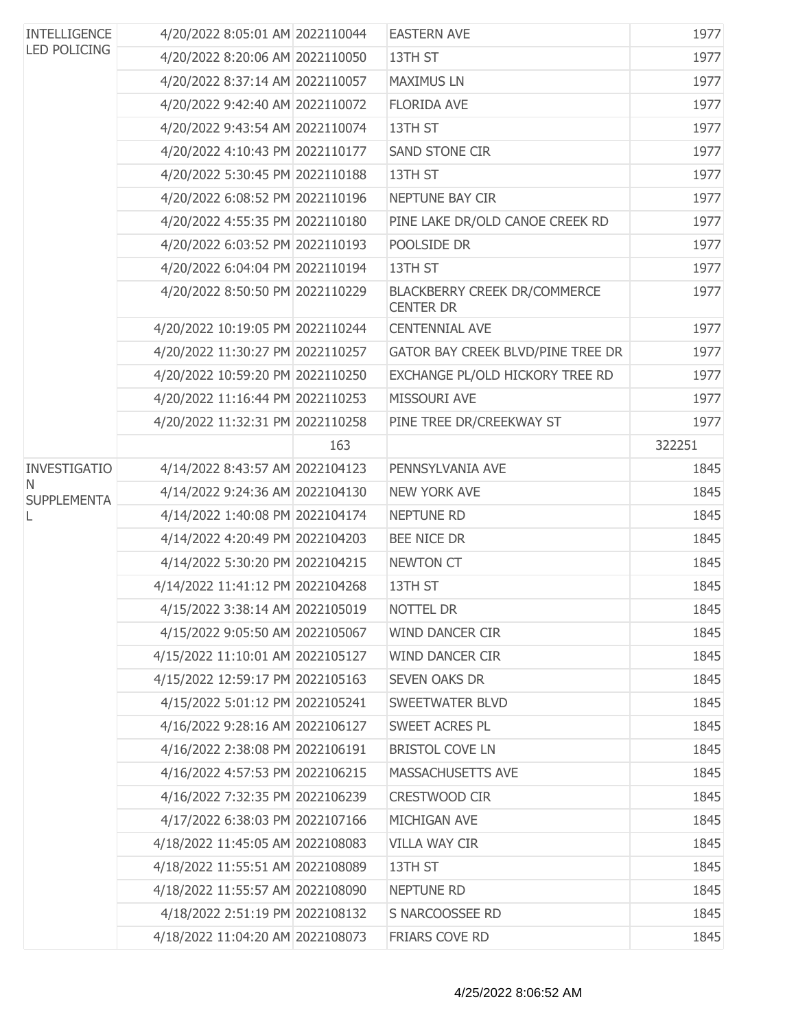| | | | | |
|---|---|---|---|---|
| INTELLIGENCE LED POLICING | 4/20/2022 8:05:01 AM | 2022110044 | EASTERN AVE | 1977 |
| | 4/20/2022 8:20:06 AM | 2022110050 | 13TH ST | 1977 |
| | 4/20/2022 8:37:14 AM | 2022110057 | MAXIMUS LN | 1977 |
| | 4/20/2022 9:42:40 AM | 2022110072 | FLORIDA AVE | 1977 |
| | 4/20/2022 9:43:54 AM | 2022110074 | 13TH ST | 1977 |
| | 4/20/2022 4:10:43 PM | 2022110177 | SAND STONE CIR | 1977 |
| | 4/20/2022 5:30:45 PM | 2022110188 | 13TH ST | 1977 |
| | 4/20/2022 6:08:52 PM | 2022110196 | NEPTUNE BAY CIR | 1977 |
| | 4/20/2022 4:55:35 PM | 2022110180 | PINE LAKE DR/OLD CANOE CREEK RD | 1977 |
| | 4/20/2022 6:03:52 PM | 2022110193 | POOLSIDE DR | 1977 |
| | 4/20/2022 6:04:04 PM | 2022110194 | 13TH ST | 1977 |
| | 4/20/2022 8:50:50 PM | 2022110229 | BLACKBERRY CREEK DR/COMMERCE CENTER DR | 1977 |
| | 4/20/2022 10:19:05 PM | 2022110244 | CENTENNIAL AVE | 1977 |
| | 4/20/2022 11:30:27 PM | 2022110257 | GATOR BAY CREEK BLVD/PINE TREE DR | 1977 |
| | 4/20/2022 10:59:20 PM | 2022110250 | EXCHANGE PL/OLD HICKORY TREE RD | 1977 |
| | 4/20/2022 11:16:44 PM | 2022110253 | MISSOURI AVE | 1977 |
| | 4/20/2022 11:32:31 PM | 2022110258 | PINE TREE DR/CREEKWAY ST | 1977 |
| | | 163 | | 322251 |
| INVESTIGATION SUPPLEMENTAL | 4/14/2022 8:43:57 AM | 2022104123 | PENNSYLVANIA AVE | 1845 |
| | 4/14/2022 9:24:36 AM | 2022104130 | NEW YORK AVE | 1845 |
| | 4/14/2022 1:40:08 PM | 2022104174 | NEPTUNE RD | 1845 |
| | 4/14/2022 4:20:49 PM | 2022104203 | BEE NICE DR | 1845 |
| | 4/14/2022 5:30:20 PM | 2022104215 | NEWTON CT | 1845 |
| | 4/14/2022 11:41:12 PM | 2022104268 | 13TH ST | 1845 |
| | 4/15/2022 3:38:14 AM | 2022105019 | NOTTEL DR | 1845 |
| | 4/15/2022 9:05:50 AM | 2022105067 | WIND DANCER CIR | 1845 |
| | 4/15/2022 11:10:01 AM | 2022105127 | WIND DANCER CIR | 1845 |
| | 4/15/2022 12:59:17 PM | 2022105163 | SEVEN OAKS DR | 1845 |
| | 4/15/2022 5:01:12 PM | 2022105241 | SWEETWATER BLVD | 1845 |
| | 4/16/2022 9:28:16 AM | 2022106127 | SWEET ACRES PL | 1845 |
| | 4/16/2022 2:38:08 PM | 2022106191 | BRISTOL COVE LN | 1845 |
| | 4/16/2022 4:57:53 PM | 2022106215 | MASSACHUSETTS AVE | 1845 |
| | 4/16/2022 7:32:35 PM | 2022106239 | CRESTWOOD CIR | 1845 |
| | 4/17/2022 6:38:03 PM | 2022107166 | MICHIGAN AVE | 1845 |
| | 4/18/2022 11:45:05 AM | 2022108083 | VILLA WAY CIR | 1845 |
| | 4/18/2022 11:55:51 AM | 2022108089 | 13TH ST | 1845 |
| | 4/18/2022 11:55:57 AM | 2022108090 | NEPTUNE RD | 1845 |
| | 4/18/2022 2:51:19 PM | 2022108132 | S NARCOOSSEE RD | 1845 |
| | 4/18/2022 11:04:20 AM | 2022108073 | FRIARS COVE RD | 1845 |

4/25/2022 8:06:52 AM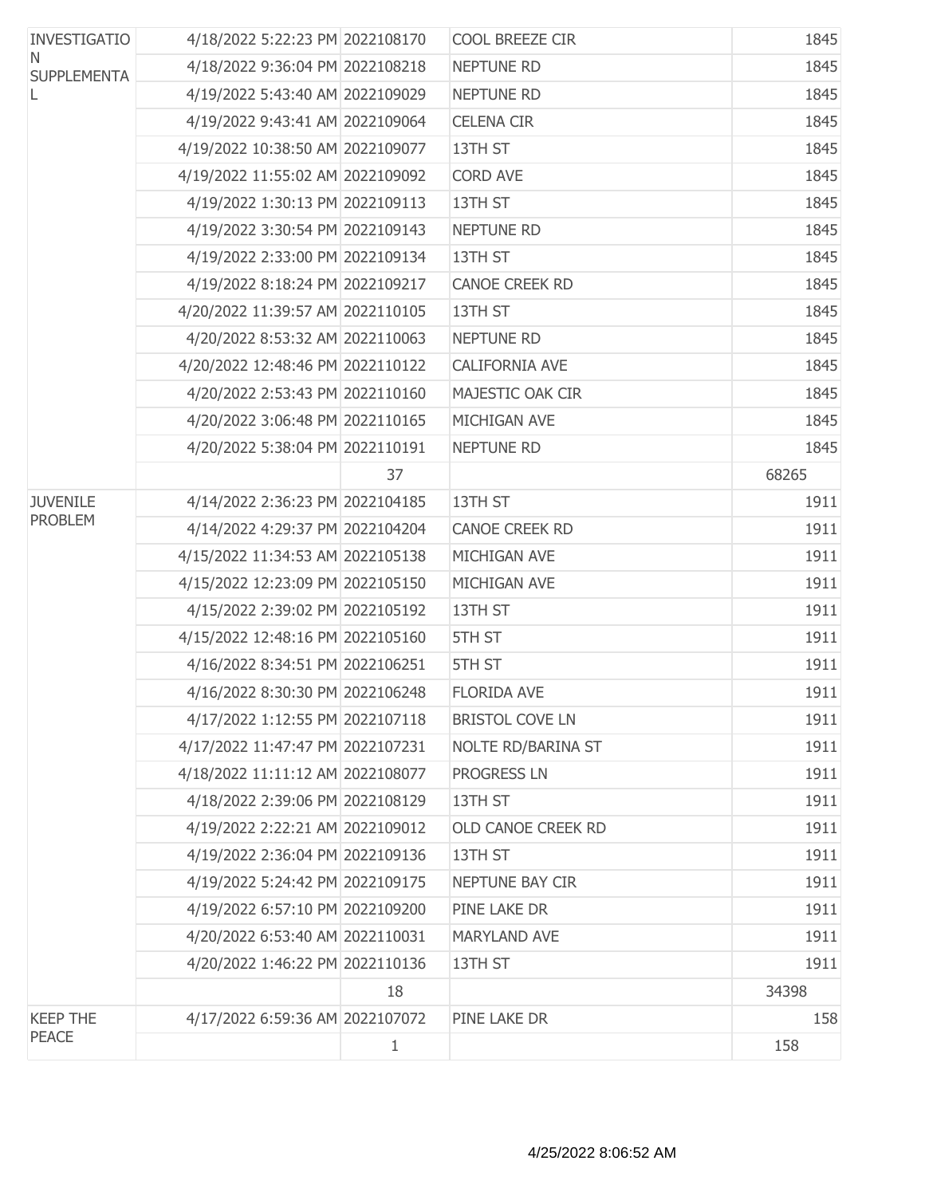| | | | | |
|---|---|---|---|---|
| INVESTIGATION SUPPLEMENTAL | 4/18/2022 5:22:23 PM | 2022108170 | COOL BREEZE CIR | 1845 |
| | 4/18/2022 9:36:04 PM | 2022108218 | NEPTUNE RD | 1845 |
| | 4/19/2022 5:43:40 AM | 2022109029 | NEPTUNE RD | 1845 |
| | 4/19/2022 9:43:41 AM | 2022109064 | CELENA CIR | 1845 |
| | 4/19/2022 10:38:50 AM | 2022109077 | 13TH ST | 1845 |
| | 4/19/2022 11:55:02 AM | 2022109092 | CORD AVE | 1845 |
| | 4/19/2022 1:30:13 PM | 2022109113 | 13TH ST | 1845 |
| | 4/19/2022 3:30:54 PM | 2022109143 | NEPTUNE RD | 1845 |
| | 4/19/2022 2:33:00 PM | 2022109134 | 13TH ST | 1845 |
| | 4/19/2022 8:18:24 PM | 2022109217 | CANOE CREEK RD | 1845 |
| | 4/20/2022 11:39:57 AM | 2022110105 | 13TH ST | 1845 |
| | 4/20/2022 8:53:32 AM | 2022110063 | NEPTUNE RD | 1845 |
| | 4/20/2022 12:48:46 PM | 2022110122 | CALIFORNIA AVE | 1845 |
| | 4/20/2022 2:53:43 PM | 2022110160 | MAJESTIC OAK CIR | 1845 |
| | 4/20/2022 3:06:48 PM | 2022110165 | MICHIGAN AVE | 1845 |
| | 4/20/2022 5:38:04 PM | 2022110191 | NEPTUNE RD | 1845 |
| | | 37 | | 68265 |
| JUVENILE PROBLEM | 4/14/2022 2:36:23 PM | 2022104185 | 13TH ST | 1911 |
| | 4/14/2022 4:29:37 PM | 2022104204 | CANOE CREEK RD | 1911 |
| | 4/15/2022 11:34:53 AM | 2022105138 | MICHIGAN AVE | 1911 |
| | 4/15/2022 12:23:09 PM | 2022105150 | MICHIGAN AVE | 1911 |
| | 4/15/2022 2:39:02 PM | 2022105192 | 13TH ST | 1911 |
| | 4/15/2022 12:48:16 PM | 2022105160 | 5TH ST | 1911 |
| | 4/16/2022 8:34:51 PM | 2022106251 | 5TH ST | 1911 |
| | 4/16/2022 8:30:30 PM | 2022106248 | FLORIDA AVE | 1911 |
| | 4/17/2022 1:12:55 PM | 2022107118 | BRISTOL COVE LN | 1911 |
| | 4/17/2022 11:47:47 PM | 2022107231 | NOLTE RD/BARINA ST | 1911 |
| | 4/18/2022 11:11:12 AM | 2022108077 | PROGRESS LN | 1911 |
| | 4/18/2022 2:39:06 PM | 2022108129 | 13TH ST | 1911 |
| | 4/19/2022 2:22:21 AM | 2022109012 | OLD CANOE CREEK RD | 1911 |
| | 4/19/2022 2:36:04 PM | 2022109136 | 13TH ST | 1911 |
| | 4/19/2022 5:24:42 PM | 2022109175 | NEPTUNE BAY CIR | 1911 |
| | 4/19/2022 6:57:10 PM | 2022109200 | PINE LAKE DR | 1911 |
| | 4/20/2022 6:53:40 AM | 2022110031 | MARYLAND AVE | 1911 |
| | 4/20/2022 1:46:22 PM | 2022110136 | 13TH ST | 1911 |
| | | 18 | | 34398 |
| KEEP THE PEACE | 4/17/2022 6:59:36 AM | 2022107072 | PINE LAKE DR | 158 |
| | | 1 | | 158 |

4/25/2022 8:06:52 AM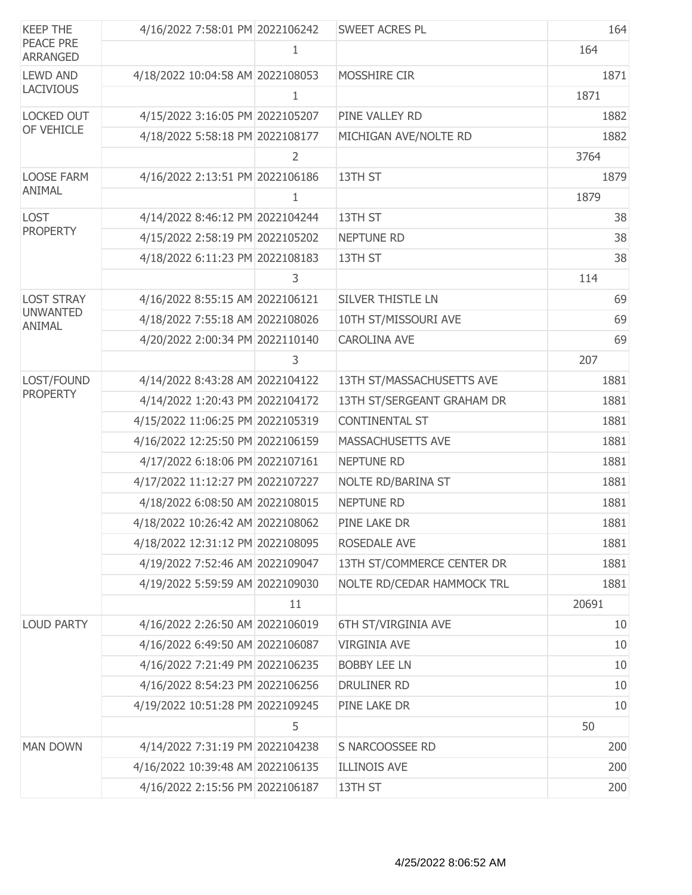| | | | | |
|---|---|---|---|---|
| KEEP THE PEACE PRE ARRANGED | 4/16/2022 7:58:01 PM | 2022106242 | SWEET ACRES PL | 164 |
| | | 1 | | 164 |
| LEWD AND LACIVIOUS | 4/18/2022 10:04:58 AM | 2022108053 | MOSSHIRE CIR | 1871 |
| | | 1 | | 1871 |
| LOCKED OUT OF VEHICLE | 4/15/2022 3:16:05 PM | 2022105207 | PINE VALLEY RD | 1882 |
| | 4/18/2022 5:58:18 PM | 2022108177 | MICHIGAN AVE/NOLTE RD | 1882 |
| | | 2 | | 3764 |
| LOOSE FARM ANIMAL | 4/16/2022 2:13:51 PM | 2022106186 | 13TH ST | 1879 |
| | | 1 | | 1879 |
| LOST PROPERTY | 4/14/2022 8:46:12 PM | 2022104244 | 13TH ST | 38 |
| | 4/15/2022 2:58:19 PM | 2022105202 | NEPTUNE RD | 38 |
| | 4/18/2022 6:11:23 PM | 2022108183 | 13TH ST | 38 |
| | | 3 | | 114 |
| LOST STRAY UNWANTED ANIMAL | 4/16/2022 8:55:15 AM | 2022106121 | SILVER THISTLE LN | 69 |
| | 4/18/2022 7:55:18 AM | 2022108026 | 10TH ST/MISSOURI AVE | 69 |
| | 4/20/2022 2:00:34 PM | 2022110140 | CAROLINA AVE | 69 |
| | | 3 | | 207 |
| LOST/FOUND PROPERTY | 4/14/2022 8:43:28 AM | 2022104122 | 13TH ST/MASSACHUSETTS AVE | 1881 |
| | 4/14/2022 1:20:43 PM | 2022104172 | 13TH ST/SERGEANT GRAHAM DR | 1881 |
| | 4/15/2022 11:06:25 PM | 2022105319 | CONTINENTAL ST | 1881 |
| | 4/16/2022 12:25:50 PM | 2022106159 | MASSACHUSETTS AVE | 1881 |
| | 4/17/2022 6:18:06 PM | 2022107161 | NEPTUNE RD | 1881 |
| | 4/17/2022 11:12:27 PM | 2022107227 | NOLTE RD/BARINA ST | 1881 |
| | 4/18/2022 6:08:50 AM | 2022108015 | NEPTUNE RD | 1881 |
| | 4/18/2022 10:26:42 AM | 2022108062 | PINE LAKE DR | 1881 |
| | 4/18/2022 12:31:12 PM | 2022108095 | ROSEDALE AVE | 1881 |
| | 4/19/2022 7:52:46 AM | 2022109047 | 13TH ST/COMMERCE CENTER DR | 1881 |
| | 4/19/2022 5:59:59 AM | 2022109030 | NOLTE RD/CEDAR HAMMOCK TRL | 1881 |
| | | 11 | | 20691 |
| LOUD PARTY | 4/16/2022 2:26:50 AM | 2022106019 | 6TH ST/VIRGINIA AVE | 10 |
| | 4/16/2022 6:49:50 AM | 2022106087 | VIRGINIA AVE | 10 |
| | 4/16/2022 7:21:49 PM | 2022106235 | BOBBY LEE LN | 10 |
| | 4/16/2022 8:54:23 PM | 2022106256 | DRULINER RD | 10 |
| | 4/19/2022 10:51:28 PM | 2022109245 | PINE LAKE DR | 10 |
| | | 5 | | 50 |
| MAN DOWN | 4/14/2022 7:31:19 PM | 2022104238 | S NARCOOSSEE RD | 200 |
| | 4/16/2022 10:39:48 AM | 2022106135 | ILLINOIS AVE | 200 |
| | 4/16/2022 2:15:56 PM | 2022106187 | 13TH ST | 200 |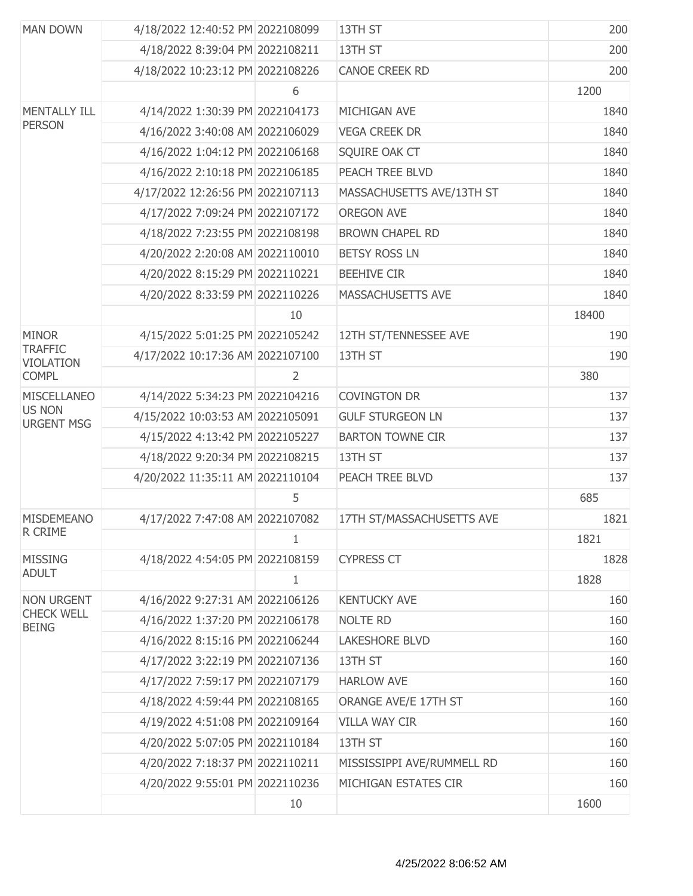| MAN DOWN | 4/18/2022 12:40:52 PM | 2022108099 | 13TH ST | 200 |
|---|---|---|---|---|
| | 4/18/2022 8:39:04 PM | 2022108211 | 13TH ST | 200 |
| | 4/18/2022 10:23:12 PM | 2022108226 | CANOE CREEK RD | 200 |
| | | 6 | | 1200 |
| MENTALLY ILL PERSON | 4/14/2022 1:30:39 PM | 2022104173 | MICHIGAN AVE | 1840 |
| | 4/16/2022 3:40:08 AM | 2022106029 | VEGA CREEK DR | 1840 |
| | 4/16/2022 1:04:12 PM | 2022106168 | SQUIRE OAK CT | 1840 |
| | 4/16/2022 2:10:18 PM | 2022106185 | PEACH TREE BLVD | 1840 |
| | 4/17/2022 12:26:56 PM | 2022107113 | MASSACHUSETTS AVE/13TH ST | 1840 |
| | 4/17/2022 7:09:24 PM | 2022107172 | OREGON AVE | 1840 |
| | 4/18/2022 7:23:55 PM | 2022108198 | BROWN CHAPEL RD | 1840 |
| | 4/20/2022 2:20:08 AM | 2022110010 | BETSY ROSS LN | 1840 |
| | 4/20/2022 8:15:29 PM | 2022110221 | BEEHIVE CIR | 1840 |
| | 4/20/2022 8:33:59 PM | 2022110226 | MASSACHUSETTS AVE | 1840 |
| | | 10 | | 18400 |
| MINOR TRAFFIC VIOLATION COMPL | 4/15/2022 5:01:25 PM | 2022105242 | 12TH ST/TENNESSEE AVE | 190 |
| | 4/17/2022 10:17:36 AM | 2022107100 | 13TH ST | 190 |
| | | 2 | | 380 |
| MISCELLANEOUS NON URGENT MSG | 4/14/2022 5:34:23 PM | 2022104216 | COVINGTON DR | 137 |
| | 4/15/2022 10:03:53 AM | 2022105091 | GULF STURGEON LN | 137 |
| | 4/15/2022 4:13:42 PM | 2022105227 | BARTON TOWNE CIR | 137 |
| | 4/18/2022 9:20:34 PM | 2022108215 | 13TH ST | 137 |
| | 4/20/2022 11:35:11 AM | 2022110104 | PEACH TREE BLVD | 137 |
| | | 5 | | 685 |
| MISDEMEANOR CRIME | 4/17/2022 7:47:08 AM | 2022107082 | 17TH ST/MASSACHUSETTS AVE | 1821 |
| | | 1 | | 1821 |
| MISSING ADULT | 4/18/2022 4:54:05 PM | 2022108159 | CYPRESS CT | 1828 |
| | | 1 | | 1828 |
| NON URGENT CHECK WELL BEING | 4/16/2022 9:27:31 AM | 2022106126 | KENTUCKY AVE | 160 |
| | 4/16/2022 1:37:20 PM | 2022106178 | NOLTE RD | 160 |
| | 4/16/2022 8:15:16 PM | 2022106244 | LAKESHORE BLVD | 160 |
| | 4/17/2022 3:22:19 PM | 2022107136 | 13TH ST | 160 |
| | 4/17/2022 7:59:17 PM | 2022107179 | HARLOW AVE | 160 |
| | 4/18/2022 4:59:44 PM | 2022108165 | ORANGE AVE/E 17TH ST | 160 |
| | 4/19/2022 4:51:08 PM | 2022109164 | VILLA WAY CIR | 160 |
| | 4/20/2022 5:07:05 PM | 2022110184 | 13TH ST | 160 |
| | 4/20/2022 7:18:37 PM | 2022110211 | MISSISSIPPI AVE/RUMMELL RD | 160 |
| | 4/20/2022 9:55:01 PM | 2022110236 | MICHIGAN ESTATES CIR | 160 |
| | | 10 | | 1600 |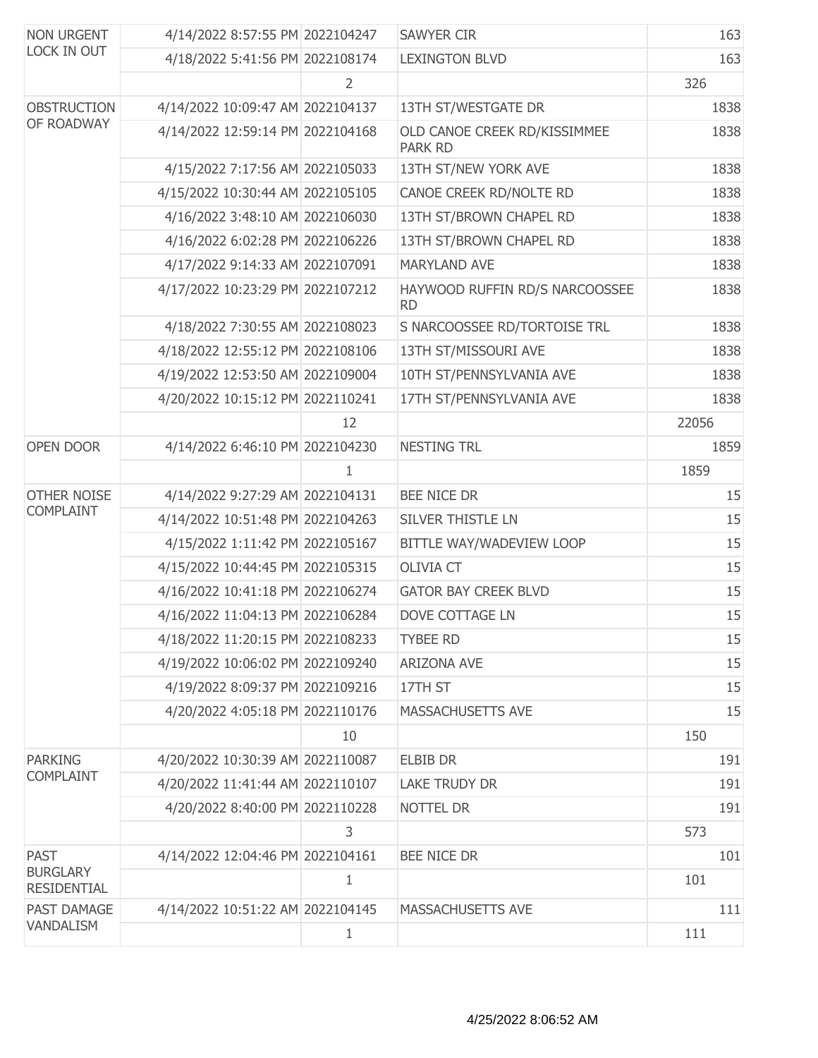| | | | | |
|---|---|---|---|---|
| NON URGENT LOCK IN OUT | 4/14/2022 8:57:55 PM | 2022104247 | SAWYER CIR | 163 |
| | 4/18/2022 5:41:56 PM | 2022108174 | LEXINGTON BLVD | 163 |
| | | 2 | | 326 |
| OBSTRUCTION OF ROADWAY | 4/14/2022 10:09:47 AM | 2022104137 | 13TH ST/WESTGATE DR | 1838 |
| | 4/14/2022 12:59:14 PM | 2022104168 | OLD CANOE CREEK RD/KISSIMMEE PARK RD | 1838 |
| | 4/15/2022 7:17:56 AM | 2022105033 | 13TH ST/NEW YORK AVE | 1838 |
| | 4/15/2022 10:30:44 AM | 2022105105 | CANOE CREEK RD/NOLTE RD | 1838 |
| | 4/16/2022 3:48:10 AM | 2022106030 | 13TH ST/BROWN CHAPEL RD | 1838 |
| | 4/16/2022 6:02:28 PM | 2022106226 | 13TH ST/BROWN CHAPEL RD | 1838 |
| | 4/17/2022 9:14:33 AM | 2022107091 | MARYLAND AVE | 1838 |
| | 4/17/2022 10:23:29 PM | 2022107212 | HAYWOOD RUFFIN RD/S NARCOOSSEE RD | 1838 |
| | 4/18/2022 7:30:55 AM | 2022108023 | S NARCOOSSEE RD/TORTOISE TRL | 1838 |
| | 4/18/2022 12:55:12 PM | 2022108106 | 13TH ST/MISSOURI AVE | 1838 |
| | 4/19/2022 12:53:50 AM | 2022109004 | 10TH ST/PENNSYLVANIA AVE | 1838 |
| | 4/20/2022 10:15:12 PM | 2022110241 | 17TH ST/PENNSYLVANIA AVE | 1838 |
| | | 12 | | 22056 |
| OPEN DOOR | 4/14/2022 6:46:10 PM | 2022104230 | NESTING TRL | 1859 |
| | | 1 | | 1859 |
| OTHER NOISE COMPLAINT | 4/14/2022 9:27:29 AM | 2022104131 | BEE NICE DR | 15 |
| | 4/14/2022 10:51:48 PM | 2022104263 | SILVER THISTLE LN | 15 |
| | 4/15/2022 1:11:42 PM | 2022105167 | BITTLE WAY/WADEVIEW LOOP | 15 |
| | 4/15/2022 10:44:45 PM | 2022105315 | OLIVIA CT | 15 |
| | 4/16/2022 10:41:18 PM | 2022106274 | GATOR BAY CREEK BLVD | 15 |
| | 4/16/2022 11:04:13 PM | 2022106284 | DOVE COTTAGE LN | 15 |
| | 4/18/2022 11:20:15 PM | 2022108233 | TYBEE RD | 15 |
| | 4/19/2022 10:06:02 PM | 2022109240 | ARIZONA AVE | 15 |
| | 4/19/2022 8:09:37 PM | 2022109216 | 17TH ST | 15 |
| | 4/20/2022 4:05:18 PM | 2022110176 | MASSACHUSETTS AVE | 15 |
| | | 10 | | 150 |
| PARKING COMPLAINT | 4/20/2022 10:30:39 AM | 2022110087 | ELBIB DR | 191 |
| | 4/20/2022 11:41:44 AM | 2022110107 | LAKE TRUDY DR | 191 |
| | 4/20/2022 8:40:00 PM | 2022110228 | NOTTEL DR | 191 |
| | | 3 | | 573 |
| PAST BURGLARY RESIDENTIAL | 4/14/2022 12:04:46 PM | 2022104161 | BEE NICE DR | 101 |
| | | 1 | | 101 |
| PAST DAMAGE VANDALISM | 4/14/2022 10:51:22 AM | 2022104145 | MASSACHUSETTS AVE | 111 |
| | | 1 | | 111 |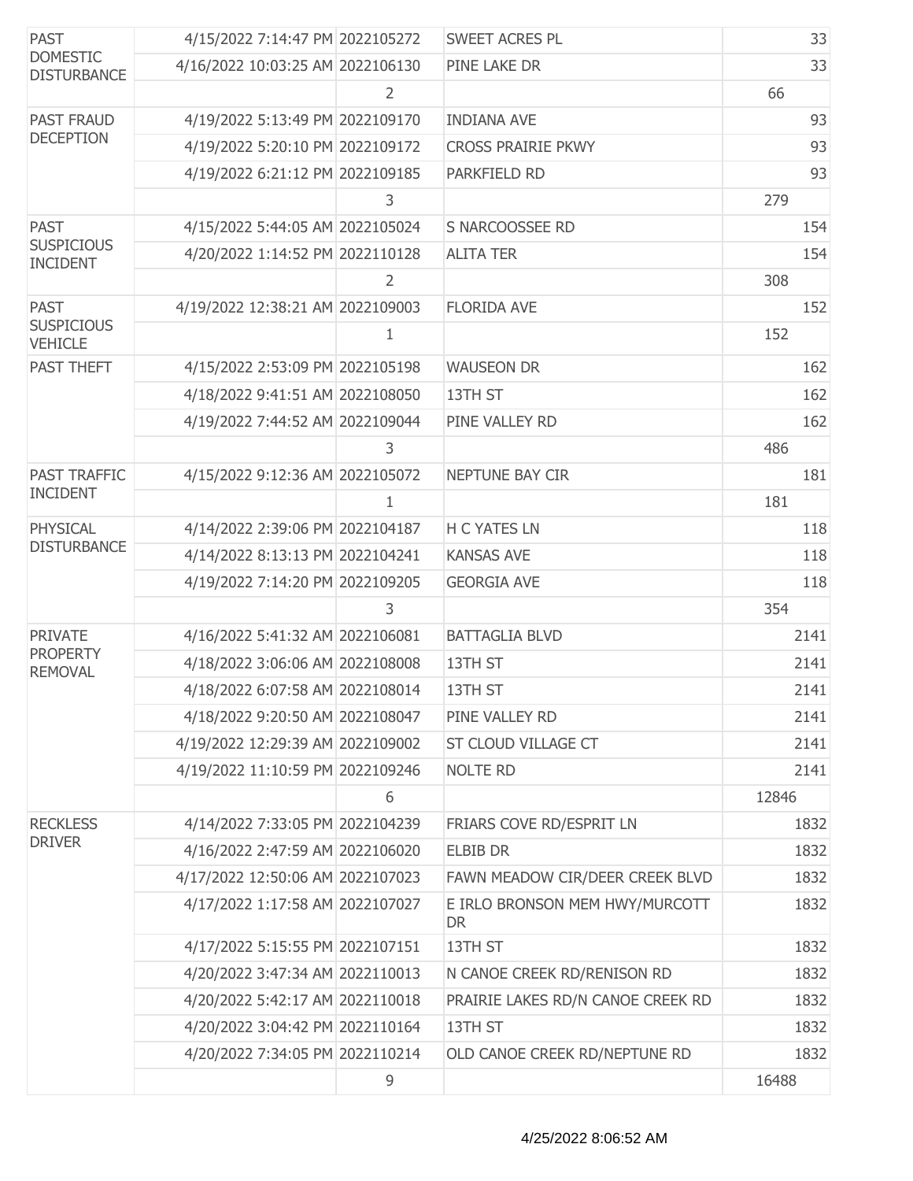| | | | | |
|---|---|---|---|---|
| PAST DOMESTIC DISTURBANCE | 4/15/2022 7:14:47 PM | 2022105272 | SWEET ACRES PL | 33 |
| | 4/16/2022 10:03:25 AM | 2022106130 | PINE LAKE DR | 33 |
| | | 2 | | 66 |
| PAST FRAUD DECEPTION | 4/19/2022 5:13:49 PM | 2022109170 | INDIANA AVE | 93 |
| | 4/19/2022 5:20:10 PM | 2022109172 | CROSS PRAIRIE PKWY | 93 |
| | 4/19/2022 6:21:12 PM | 2022109185 | PARKFIELD RD | 93 |
| | | 3 | | 279 |
| PAST SUSPICIOUS INCIDENT | 4/15/2022 5:44:05 AM | 2022105024 | S NARCOOSSEE RD | 154 |
| | 4/20/2022 1:14:52 PM | 2022110128 | ALITA TER | 154 |
| | | 2 | | 308 |
| PAST SUSPICIOUS VEHICLE | 4/19/2022 12:38:21 AM | 2022109003 | FLORIDA AVE | 152 |
| | | 1 | | 152 |
| PAST THEFT | 4/15/2022 2:53:09 PM | 2022105198 | WAUSEON DR | 162 |
| | 4/18/2022 9:41:51 AM | 2022108050 | 13TH ST | 162 |
| | 4/19/2022 7:44:52 AM | 2022109044 | PINE VALLEY RD | 162 |
| | | 3 | | 486 |
| PAST TRAFFIC INCIDENT | 4/15/2022 9:12:36 AM | 2022105072 | NEPTUNE BAY CIR | 181 |
| | | 1 | | 181 |
| PHYSICAL DISTURBANCE | 4/14/2022 2:39:06 PM | 2022104187 | H C YATES LN | 118 |
| | 4/14/2022 8:13:13 PM | 2022104241 | KANSAS AVE | 118 |
| | 4/19/2022 7:14:20 PM | 2022109205 | GEORGIA AVE | 118 |
| | | 3 | | 354 |
| PRIVATE PROPERTY REMOVAL | 4/16/2022 5:41:32 AM | 2022106081 | BATTAGLIA BLVD | 2141 |
| | 4/18/2022 3:06:06 AM | 2022108008 | 13TH ST | 2141 |
| | 4/18/2022 6:07:58 AM | 2022108014 | 13TH ST | 2141 |
| | 4/18/2022 9:20:50 AM | 2022108047 | PINE VALLEY RD | 2141 |
| | 4/19/2022 12:29:39 AM | 2022109002 | ST CLOUD VILLAGE CT | 2141 |
| | 4/19/2022 11:10:59 PM | 2022109246 | NOLTE RD | 2141 |
| | | 6 | | 12846 |
| RECKLESS DRIVER | 4/14/2022 7:33:05 PM | 2022104239 | FRIARS COVE RD/ESPRIT LN | 1832 |
| | 4/16/2022 2:47:59 AM | 2022106020 | ELBIB DR | 1832 |
| | 4/17/2022 12:50:06 AM | 2022107023 | FAWN MEADOW CIR/DEER CREEK BLVD | 1832 |
| | 4/17/2022 1:17:58 AM | 2022107027 | E IRLO BRONSON MEM HWY/MURCOTT DR | 1832 |
| | 4/17/2022 5:15:55 PM | 2022107151 | 13TH ST | 1832 |
| | 4/20/2022 3:47:34 AM | 2022110013 | N CANOE CREEK RD/RENISON RD | 1832 |
| | 4/20/2022 5:42:17 AM | 2022110018 | PRAIRIE LAKES RD/N CANOE CREEK RD | 1832 |
| | 4/20/2022 3:04:42 PM | 2022110164 | 13TH ST | 1832 |
| | 4/20/2022 7:34:05 PM | 2022110214 | OLD CANOE CREEK RD/NEPTUNE RD | 1832 |
| | | 9 | | 16488 |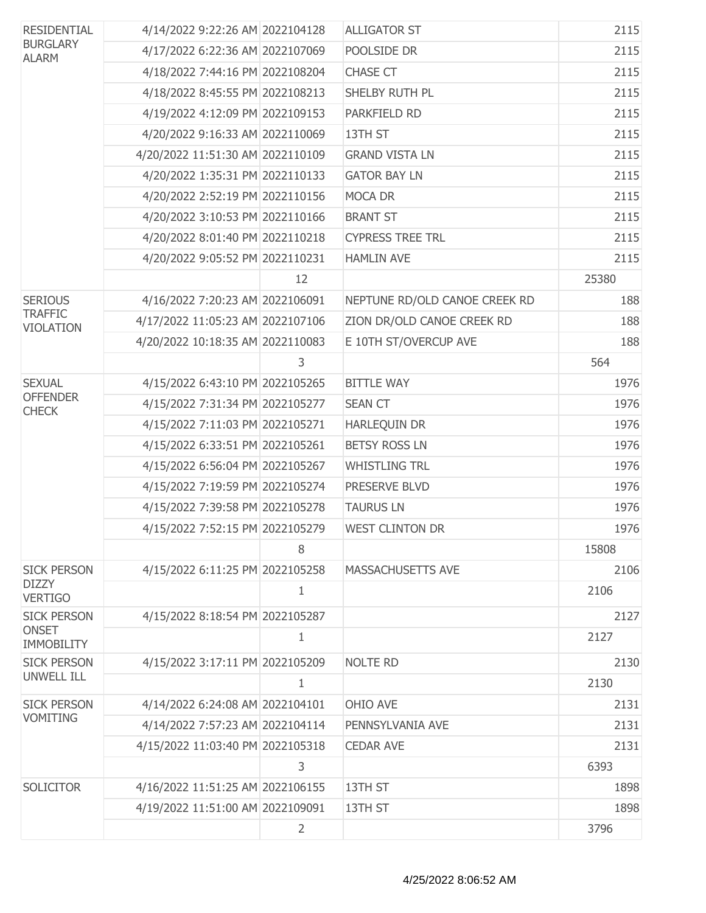| | | | | |
|---|---|---|---|---|
| RESIDENTIAL BURGLARY ALARM | 4/14/2022 9:22:26 AM | 2022104128 | ALLIGATOR ST | 2115 |
| | 4/17/2022 6:22:36 AM | 2022107069 | POOLSIDE DR | 2115 |
| | 4/18/2022 7:44:16 PM | 2022108204 | CHASE CT | 2115 |
| | 4/18/2022 8:45:55 PM | 2022108213 | SHELBY RUTH PL | 2115 |
| | 4/19/2022 4:12:09 PM | 2022109153 | PARKFIELD RD | 2115 |
| | 4/20/2022 9:16:33 AM | 2022110069 | 13TH ST | 2115 |
| | 4/20/2022 11:51:30 AM | 2022110109 | GRAND VISTA LN | 2115 |
| | 4/20/2022 1:35:31 PM | 2022110133 | GATOR BAY LN | 2115 |
| | 4/20/2022 2:52:19 PM | 2022110156 | MOCA DR | 2115 |
| | 4/20/2022 3:10:53 PM | 2022110166 | BRANT ST | 2115 |
| | 4/20/2022 8:01:40 PM | 2022110218 | CYPRESS TREE TRL | 2115 |
| | 4/20/2022 9:05:52 PM | 2022110231 | HAMLIN AVE | 2115 |
| | | 12 | | 25380 |
| SERIOUS TRAFFIC VIOLATION | 4/16/2022 7:20:23 AM | 2022106091 | NEPTUNE RD/OLD CANOE CREEK RD | 188 |
| | 4/17/2022 11:05:23 AM | 2022107106 | ZION DR/OLD CANOE CREEK RD | 188 |
| | 4/20/2022 10:18:35 AM | 2022110083 | E 10TH ST/OVERCUP AVE | 188 |
| | | 3 | | 564 |
| SEXUAL OFFENDER CHECK | 4/15/2022 6:43:10 PM | 2022105265 | BITTLE WAY | 1976 |
| | 4/15/2022 7:31:34 PM | 2022105277 | SEAN CT | 1976 |
| | 4/15/2022 7:11:03 PM | 2022105271 | HARLEQUIN DR | 1976 |
| | 4/15/2022 6:33:51 PM | 2022105261 | BETSY ROSS LN | 1976 |
| | 4/15/2022 6:56:04 PM | 2022105267 | WHISTLING TRL | 1976 |
| | 4/15/2022 7:19:59 PM | 2022105274 | PRESERVE BLVD | 1976 |
| | 4/15/2022 7:39:58 PM | 2022105278 | TAURUS LN | 1976 |
| | 4/15/2022 7:52:15 PM | 2022105279 | WEST CLINTON DR | 1976 |
| | | 8 | | 15808 |
| SICK PERSON DIZZY VERTIGO | 4/15/2022 6:11:25 PM | 2022105258 | MASSACHUSETTS AVE | 2106 |
| | | 1 | | 2106 |
| SICK PERSON ONSET IMMOBILITY | 4/15/2022 8:18:54 PM | 2022105287 | | 2127 |
| | | 1 | | 2127 |
| SICK PERSON UNWELL ILL | 4/15/2022 3:17:11 PM | 2022105209 | NOLTE RD | 2130 |
| | | 1 | | 2130 |
| SICK PERSON VOMITING | 4/14/2022 6:24:08 AM | 2022104101 | OHIO AVE | 2131 |
| | 4/14/2022 7:57:23 AM | 2022104114 | PENNSYLVANIA AVE | 2131 |
| | 4/15/2022 11:03:40 PM | 2022105318 | CEDAR AVE | 2131 |
| | | 3 | | 6393 |
| SOLICITOR | 4/16/2022 11:51:25 AM | 2022106155 | 13TH ST | 1898 |
| | 4/19/2022 11:51:00 AM | 2022109091 | 13TH ST | 1898 |
| | | 2 | | 3796 |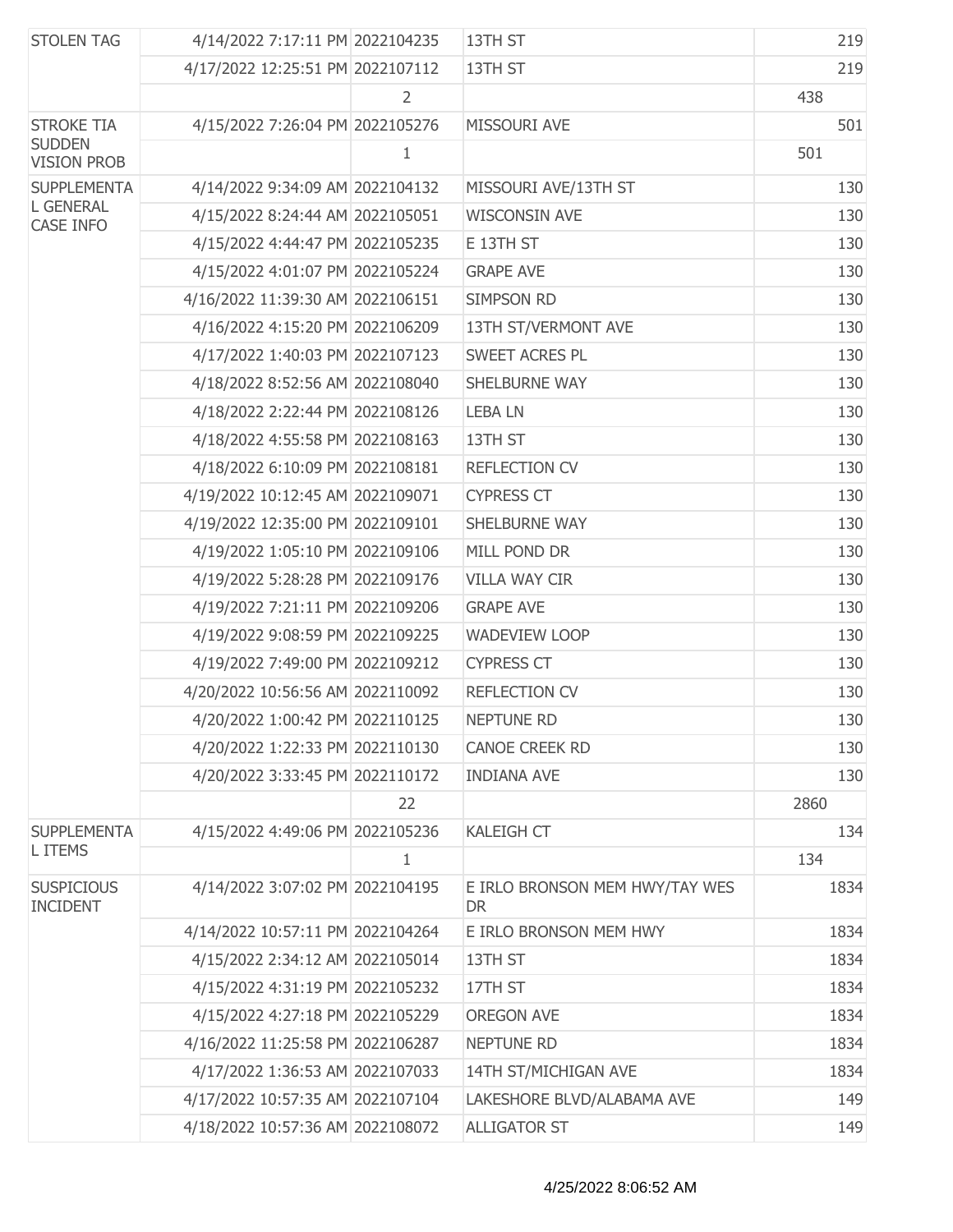| | | | | |
|---|---|---|---|---|
| STOLEN TAG | 4/14/2022 7:17:11 PM | 2022104235 | 13TH ST | 219 |
| | 4/17/2022 12:25:51 PM | 2022107112 | 13TH ST | 219 |
| | | 2 | | 438 |
| STROKE TIA SUDDEN VISION PROB | 4/15/2022 7:26:04 PM | 2022105276 | MISSOURI AVE | 501 |
| | | 1 | | 501 |
| SUPPLEMENTAL GENERAL CASE INFO | 4/14/2022 9:34:09 AM | 2022104132 | MISSOURI AVE/13TH ST | 130 |
| | 4/15/2022 8:24:44 AM | 2022105051 | WISCONSIN AVE | 130 |
| | 4/15/2022 4:44:47 PM | 2022105235 | E 13TH ST | 130 |
| | 4/15/2022 4:01:07 PM | 2022105224 | GRAPE AVE | 130 |
| | 4/16/2022 11:39:30 AM | 2022106151 | SIMPSON RD | 130 |
| | 4/16/2022 4:15:20 PM | 2022106209 | 13TH ST/VERMONT AVE | 130 |
| | 4/17/2022 1:40:03 PM | 2022107123 | SWEET ACRES PL | 130 |
| | 4/18/2022 8:52:56 AM | 2022108040 | SHELBURNE WAY | 130 |
| | 4/18/2022 2:22:44 PM | 2022108126 | LEBA LN | 130 |
| | 4/18/2022 4:55:58 PM | 2022108163 | 13TH ST | 130 |
| | 4/18/2022 6:10:09 PM | 2022108181 | REFLECTION CV | 130 |
| | 4/19/2022 10:12:45 AM | 2022109071 | CYPRESS CT | 130 |
| | 4/19/2022 12:35:00 PM | 2022109101 | SHELBURNE WAY | 130 |
| | 4/19/2022 1:05:10 PM | 2022109106 | MILL POND DR | 130 |
| | 4/19/2022 5:28:28 PM | 2022109176 | VILLA WAY CIR | 130 |
| | 4/19/2022 7:21:11 PM | 2022109206 | GRAPE AVE | 130 |
| | 4/19/2022 9:08:59 PM | 2022109225 | WADEVIEW LOOP | 130 |
| | 4/19/2022 7:49:00 PM | 2022109212 | CYPRESS CT | 130 |
| | 4/20/2022 10:56:56 AM | 2022110092 | REFLECTION CV | 130 |
| | 4/20/2022 1:00:42 PM | 2022110125 | NEPTUNE RD | 130 |
| | 4/20/2022 1:22:33 PM | 2022110130 | CANOE CREEK RD | 130 |
| | 4/20/2022 3:33:45 PM | 2022110172 | INDIANA AVE | 130 |
| | | 22 | | 2860 |
| SUPPLEMENTAL ITEMS | 4/15/2022 4:49:06 PM | 2022105236 | KALEIGH CT | 134 |
| | | 1 | | 134 |
| SUSPICIOUS INCIDENT | 4/14/2022 3:07:02 PM | 2022104195 | E IRLO BRONSON MEM HWY/TAY WES DR | 1834 |
| | 4/14/2022 10:57:11 PM | 2022104264 | E IRLO BRONSON MEM HWY | 1834 |
| | 4/15/2022 2:34:12 AM | 2022105014 | 13TH ST | 1834 |
| | 4/15/2022 4:31:19 PM | 2022105232 | 17TH ST | 1834 |
| | 4/15/2022 4:27:18 PM | 2022105229 | OREGON AVE | 1834 |
| | 4/16/2022 11:25:58 PM | 2022106287 | NEPTUNE RD | 1834 |
| | 4/17/2022 1:36:53 AM | 2022107033 | 14TH ST/MICHIGAN AVE | 1834 |
| | 4/17/2022 10:57:35 AM | 2022107104 | LAKESHORE BLVD/ALABAMA AVE | 149 |
| | 4/18/2022 10:57:36 AM | 2022108072 | ALLIGATOR ST | 149 |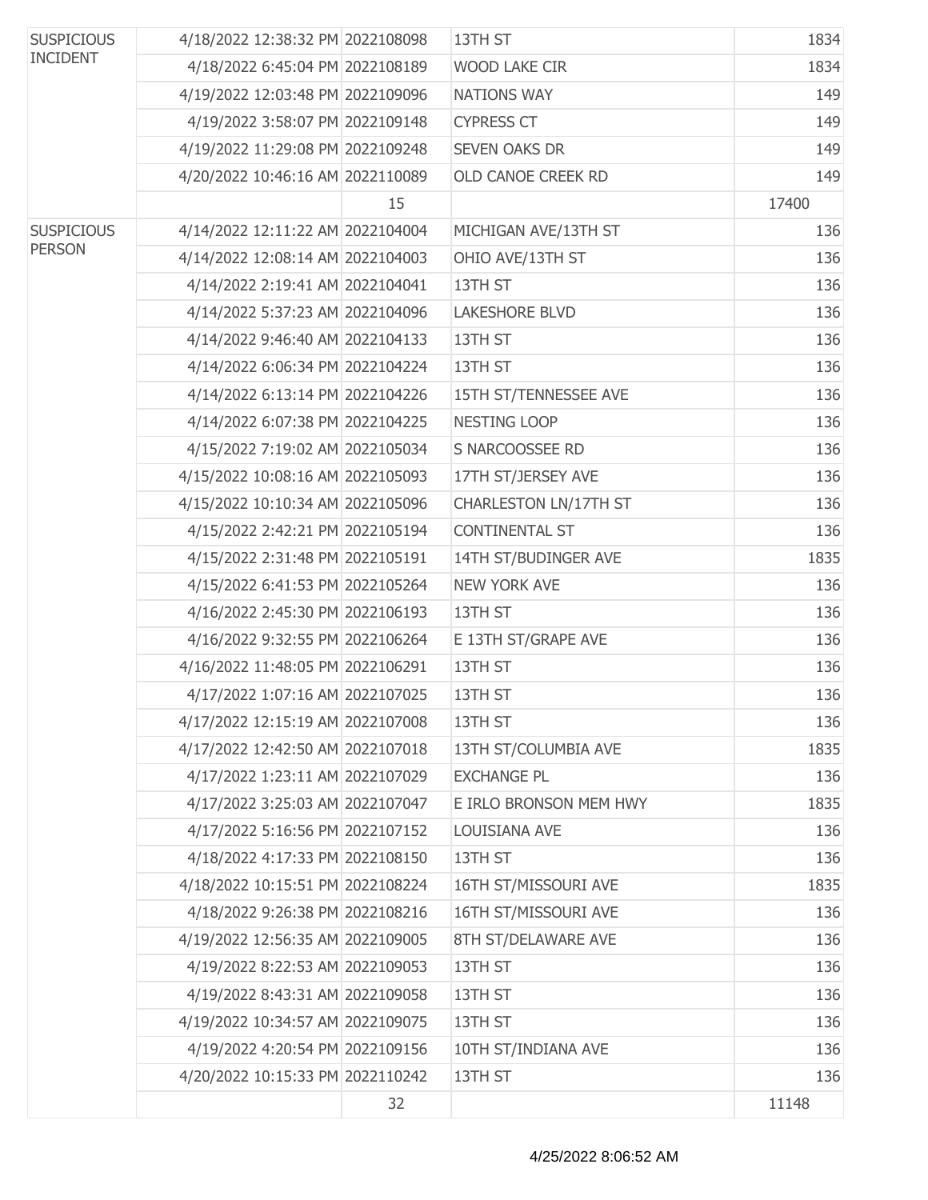| | | | | |
|---|---|---|---|---|
| SUSPICIOUS INCIDENT | 4/18/2022 12:38:32 PM | 2022108098 | 13TH ST | 1834 |
| | 4/18/2022 6:45:04 PM | 2022108189 | WOOD LAKE CIR | 1834 |
| | 4/19/2022 12:03:48 PM | 2022109096 | NATIONS WAY | 149 |
| | 4/19/2022 3:58:07 PM | 2022109148 | CYPRESS CT | 149 |
| | 4/19/2022 11:29:08 PM | 2022109248 | SEVEN OAKS DR | 149 |
| | 4/20/2022 10:46:16 AM | 2022110089 | OLD CANOE CREEK RD | 149 |
| | | 15 | | 17400 |
| SUSPICIOUS PERSON | 4/14/2022 12:11:22 AM | 2022104004 | MICHIGAN AVE/13TH ST | 136 |
| | 4/14/2022 12:08:14 AM | 2022104003 | OHIO AVE/13TH ST | 136 |
| | 4/14/2022 2:19:41 AM | 2022104041 | 13TH ST | 136 |
| | 4/14/2022 5:37:23 AM | 2022104096 | LAKESHORE BLVD | 136 |
| | 4/14/2022 9:46:40 AM | 2022104133 | 13TH ST | 136 |
| | 4/14/2022 6:06:34 PM | 2022104224 | 13TH ST | 136 |
| | 4/14/2022 6:13:14 PM | 2022104226 | 15TH ST/TENNESSEE AVE | 136 |
| | 4/14/2022 6:07:38 PM | 2022104225 | NESTING LOOP | 136 |
| | 4/15/2022 7:19:02 AM | 2022105034 | S NARCOOSSEE RD | 136 |
| | 4/15/2022 10:08:16 AM | 2022105093 | 17TH ST/JERSEY AVE | 136 |
| | 4/15/2022 10:10:34 AM | 2022105096 | CHARLESTON LN/17TH ST | 136 |
| | 4/15/2022 2:42:21 PM | 2022105194 | CONTINENTAL ST | 136 |
| | 4/15/2022 2:31:48 PM | 2022105191 | 14TH ST/BUDINGER AVE | 1835 |
| | 4/15/2022 6:41:53 PM | 2022105264 | NEW YORK AVE | 136 |
| | 4/16/2022 2:45:30 PM | 2022106193 | 13TH ST | 136 |
| | 4/16/2022 9:32:55 PM | 2022106264 | E 13TH ST/GRAPE AVE | 136 |
| | 4/16/2022 11:48:05 PM | 2022106291 | 13TH ST | 136 |
| | 4/17/2022 1:07:16 AM | 2022107025 | 13TH ST | 136 |
| | 4/17/2022 12:15:19 AM | 2022107008 | 13TH ST | 136 |
| | 4/17/2022 12:42:50 AM | 2022107018 | 13TH ST/COLUMBIA AVE | 1835 |
| | 4/17/2022 1:23:11 AM | 2022107029 | EXCHANGE PL | 136 |
| | 4/17/2022 3:25:03 AM | 2022107047 | E IRLO BRONSON MEM HWY | 1835 |
| | 4/17/2022 5:16:56 PM | 2022107152 | LOUISIANA AVE | 136 |
| | 4/18/2022 4:17:33 PM | 2022108150 | 13TH ST | 136 |
| | 4/18/2022 10:15:51 PM | 2022108224 | 16TH ST/MISSOURI AVE | 1835 |
| | 4/18/2022 9:26:38 PM | 2022108216 | 16TH ST/MISSOURI AVE | 136 |
| | 4/19/2022 12:56:35 AM | 2022109005 | 8TH ST/DELAWARE AVE | 136 |
| | 4/19/2022 8:22:53 AM | 2022109053 | 13TH ST | 136 |
| | 4/19/2022 8:43:31 AM | 2022109058 | 13TH ST | 136 |
| | 4/19/2022 10:34:57 AM | 2022109075 | 13TH ST | 136 |
| | 4/19/2022 4:20:54 PM | 2022109156 | 10TH ST/INDIANA AVE | 136 |
| | 4/20/2022 10:15:33 PM | 2022110242 | 13TH ST | 136 |
| | | 32 | | 11148 |

4/25/2022 8:06:52 AM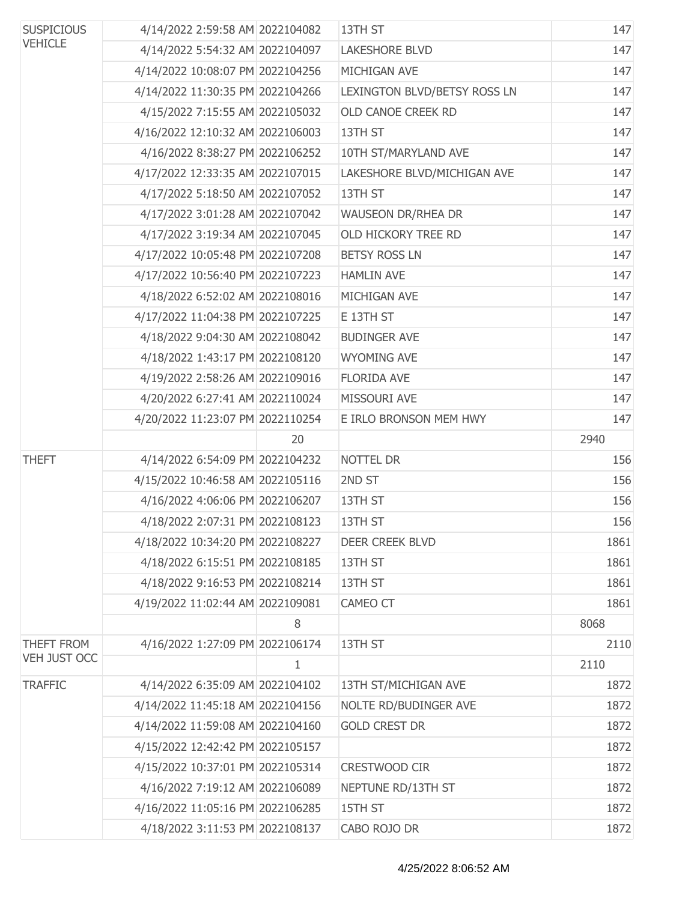| | | | | |
|---|---|---|---|---|
| SUSPICIOUS VEHICLE | 4/14/2022 2:59:58 AM | 2022104082 | 13TH ST | 147 |
| | 4/14/2022 5:54:32 AM | 2022104097 | LAKESHORE BLVD | 147 |
| | 4/14/2022 10:08:07 PM | 2022104256 | MICHIGAN AVE | 147 |
| | 4/14/2022 11:30:35 PM | 2022104266 | LEXINGTON BLVD/BETSY ROSS LN | 147 |
| | 4/15/2022 7:15:55 AM | 2022105032 | OLD CANOE CREEK RD | 147 |
| | 4/16/2022 12:10:32 AM | 2022106003 | 13TH ST | 147 |
| | 4/16/2022 8:38:27 PM | 2022106252 | 10TH ST/MARYLAND AVE | 147 |
| | 4/17/2022 12:33:35 AM | 2022107015 | LAKESHORE BLVD/MICHIGAN AVE | 147 |
| | 4/17/2022 5:18:50 AM | 2022107052 | 13TH ST | 147 |
| | 4/17/2022 3:01:28 AM | 2022107042 | WAUSEON DR/RHEA DR | 147 |
| | 4/17/2022 3:19:34 AM | 2022107045 | OLD HICKORY TREE RD | 147 |
| | 4/17/2022 10:05:48 PM | 2022107208 | BETSY ROSS LN | 147 |
| | 4/17/2022 10:56:40 PM | 2022107223 | HAMLIN AVE | 147 |
| | 4/18/2022 6:52:02 AM | 2022108016 | MICHIGAN AVE | 147 |
| | 4/17/2022 11:04:38 PM | 2022107225 | E 13TH ST | 147 |
| | 4/18/2022 9:04:30 AM | 2022108042 | BUDINGER AVE | 147 |
| | 4/18/2022 1:43:17 PM | 2022108120 | WYOMING AVE | 147 |
| | 4/19/2022 2:58:26 AM | 2022109016 | FLORIDA AVE | 147 |
| | 4/20/2022 6:27:41 AM | 2022110024 | MISSOURI AVE | 147 |
| | 4/20/2022 11:23:07 PM | 2022110254 | E IRLO BRONSON MEM HWY | 147 |
| | | 20 | | 2940 |
| THEFT | 4/14/2022 6:54:09 PM | 2022104232 | NOTTEL DR | 156 |
| | 4/15/2022 10:46:58 AM | 2022105116 | 2ND ST | 156 |
| | 4/16/2022 4:06:06 PM | 2022106207 | 13TH ST | 156 |
| | 4/18/2022 2:07:31 PM | 2022108123 | 13TH ST | 156 |
| | 4/18/2022 10:34:20 PM | 2022108227 | DEER CREEK BLVD | 1861 |
| | 4/18/2022 6:15:51 PM | 2022108185 | 13TH ST | 1861 |
| | 4/18/2022 9:16:53 PM | 2022108214 | 13TH ST | 1861 |
| | 4/19/2022 11:02:44 AM | 2022109081 | CAMEO CT | 1861 |
| | | 8 | | 8068 |
| THEFT FROM VEH JUST OCC | 4/16/2022 1:27:09 PM | 2022106174 | 13TH ST | 2110 |
| | | 1 | | 2110 |
| TRAFFIC | 4/14/2022 6:35:09 AM | 2022104102 | 13TH ST/MICHIGAN AVE | 1872 |
| | 4/14/2022 11:45:18 AM | 2022104156 | NOLTE RD/BUDINGER AVE | 1872 |
| | 4/14/2022 11:59:08 AM | 2022104160 | GOLD CREST DR | 1872 |
| | 4/15/2022 12:42:42 PM | 2022105157 | | 1872 |
| | 4/15/2022 10:37:01 PM | 2022105314 | CRESTWOOD CIR | 1872 |
| | 4/16/2022 7:19:12 AM | 2022106089 | NEPTUNE RD/13TH ST | 1872 |
| | 4/16/2022 11:05:16 PM | 2022106285 | 15TH ST | 1872 |
| | 4/18/2022 3:11:53 PM | 2022108137 | CABO ROJO DR | 1872 |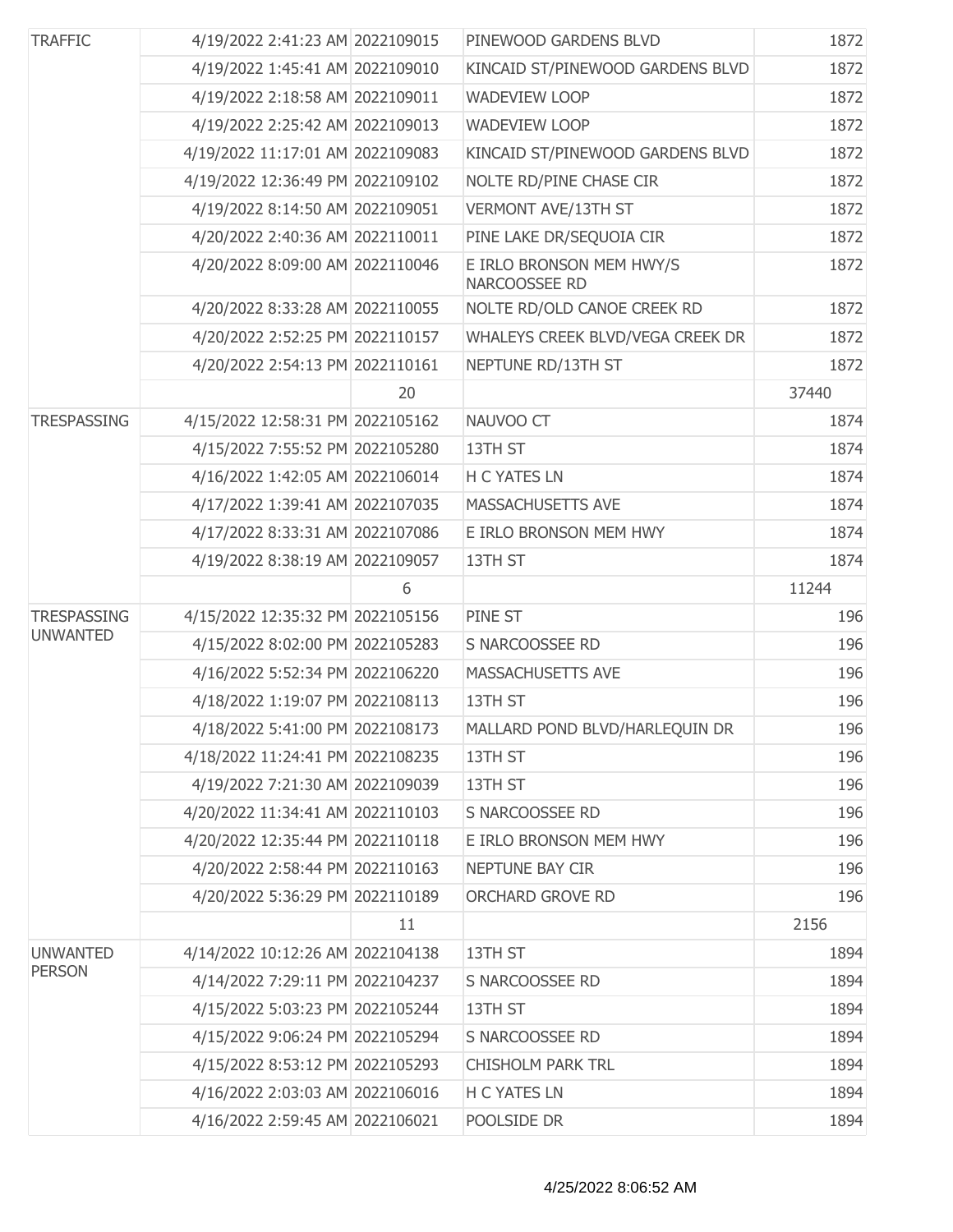| | | | | |
|---|---|---|---|---|
| TRAFFIC | 4/19/2022 2:41:23 AM | 2022109015 | PINEWOOD GARDENS BLVD | 1872 |
| | 4/19/2022 1:45:41 AM | 2022109010 | KINCAID ST/PINEWOOD GARDENS BLVD | 1872 |
| | 4/19/2022 2:18:58 AM | 2022109011 | WADEVIEW LOOP | 1872 |
| | 4/19/2022 2:25:42 AM | 2022109013 | WADEVIEW LOOP | 1872 |
| | 4/19/2022 11:17:01 AM | 2022109083 | KINCAID ST/PINEWOOD GARDENS BLVD | 1872 |
| | 4/19/2022 12:36:49 PM | 2022109102 | NOLTE RD/PINE CHASE CIR | 1872 |
| | 4/19/2022 8:14:50 AM | 2022109051 | VERMONT AVE/13TH ST | 1872 |
| | 4/20/2022 2:40:36 AM | 2022110011 | PINE LAKE DR/SEQUOIA CIR | 1872 |
| | 4/20/2022 8:09:00 AM | 2022110046 | E IRLO BRONSON MEM HWY/S NARCOOSSEE RD | 1872 |
| | 4/20/2022 8:33:28 AM | 2022110055 | NOLTE RD/OLD CANOE CREEK RD | 1872 |
| | 4/20/2022 2:52:25 PM | 2022110157 | WHALEYS CREEK BLVD/VEGA CREEK DR | 1872 |
| | 4/20/2022 2:54:13 PM | 2022110161 | NEPTUNE RD/13TH ST | 1872 |
| | | 20 | | 37440 |
| TRESPASSING | 4/15/2022 12:58:31 PM | 2022105162 | NAUVOO CT | 1874 |
| | 4/15/2022 7:55:52 PM | 2022105280 | 13TH ST | 1874 |
| | 4/16/2022 1:42:05 AM | 2022106014 | H C YATES LN | 1874 |
| | 4/17/2022 1:39:41 AM | 2022107035 | MASSACHUSETTS AVE | 1874 |
| | 4/17/2022 8:33:31 AM | 2022107086 | E IRLO BRONSON MEM HWY | 1874 |
| | 4/19/2022 8:38:19 AM | 2022109057 | 13TH ST | 1874 |
| | | 6 | | 11244 |
| TRESPASSING UNWANTED | 4/15/2022 12:35:32 PM | 2022105156 | PINE ST | 196 |
| | 4/15/2022 8:02:00 PM | 2022105283 | S NARCOOSSEE RD | 196 |
| | 4/16/2022 5:52:34 PM | 2022106220 | MASSACHUSETTS AVE | 196 |
| | 4/18/2022 1:19:07 PM | 2022108113 | 13TH ST | 196 |
| | 4/18/2022 5:41:00 PM | 2022108173 | MALLARD POND BLVD/HARLEQUIN DR | 196 |
| | 4/18/2022 11:24:41 PM | 2022108235 | 13TH ST | 196 |
| | 4/19/2022 7:21:30 AM | 2022109039 | 13TH ST | 196 |
| | 4/20/2022 11:34:41 AM | 2022110103 | S NARCOOSSEE RD | 196 |
| | 4/20/2022 12:35:44 PM | 2022110118 | E IRLO BRONSON MEM HWY | 196 |
| | 4/20/2022 2:58:44 PM | 2022110163 | NEPTUNE BAY CIR | 196 |
| | 4/20/2022 5:36:29 PM | 2022110189 | ORCHARD GROVE RD | 196 |
| | | 11 | | 2156 |
| UNWANTED PERSON | 4/14/2022 10:12:26 AM | 2022104138 | 13TH ST | 1894 |
| | 4/14/2022 7:29:11 PM | 2022104237 | S NARCOOSSEE RD | 1894 |
| | 4/15/2022 5:03:23 PM | 2022105244 | 13TH ST | 1894 |
| | 4/15/2022 9:06:24 PM | 2022105294 | S NARCOOSSEE RD | 1894 |
| | 4/15/2022 8:53:12 PM | 2022105293 | CHISHOLM PARK TRL | 1894 |
| | 4/16/2022 2:03:03 AM | 2022106016 | H C YATES LN | 1894 |
| | 4/16/2022 2:59:45 AM | 2022106021 | POOLSIDE DR | 1894 |

4/25/2022 8:06:52 AM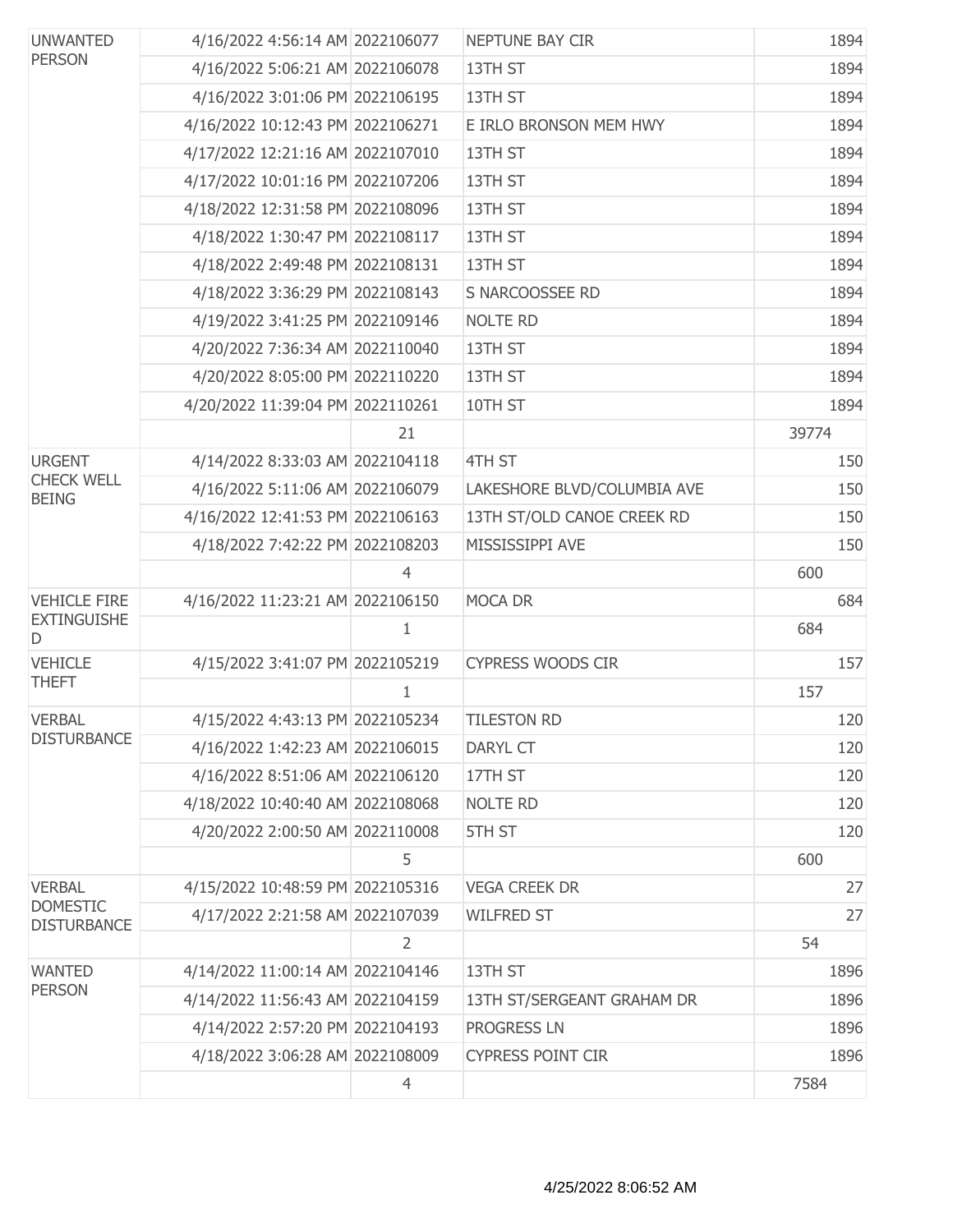| | | | | |
|---|---|---|---|---|
| UNWANTED PERSON | 4/16/2022 4:56:14 AM | 2022106077 | NEPTUNE BAY CIR | 1894 |
| | 4/16/2022 5:06:21 AM | 2022106078 | 13TH ST | 1894 |
| | 4/16/2022 3:01:06 PM | 2022106195 | 13TH ST | 1894 |
| | 4/16/2022 10:12:43 PM | 2022106271 | E IRLO BRONSON MEM HWY | 1894 |
| | 4/17/2022 12:21:16 AM | 2022107010 | 13TH ST | 1894 |
| | 4/17/2022 10:01:16 PM | 2022107206 | 13TH ST | 1894 |
| | 4/18/2022 12:31:58 PM | 2022108096 | 13TH ST | 1894 |
| | 4/18/2022 1:30:47 PM | 2022108117 | 13TH ST | 1894 |
| | 4/18/2022 2:49:48 PM | 2022108131 | 13TH ST | 1894 |
| | 4/18/2022 3:36:29 PM | 2022108143 | S NARCOOSSEE RD | 1894 |
| | 4/19/2022 3:41:25 PM | 2022109146 | NOLTE RD | 1894 |
| | 4/20/2022 7:36:34 AM | 2022110040 | 13TH ST | 1894 |
| | 4/20/2022 8:05:00 PM | 2022110220 | 13TH ST | 1894 |
| | 4/20/2022 11:39:04 PM | 2022110261 | 10TH ST | 1894 |
| | | 21 | | 39774 |
| URGENT CHECK WELL BEING | 4/14/2022 8:33:03 AM | 2022104118 | 4TH ST | 150 |
| | 4/16/2022 5:11:06 AM | 2022106079 | LAKESHORE BLVD/COLUMBIA AVE | 150 |
| | 4/16/2022 12:41:53 PM | 2022106163 | 13TH ST/OLD CANOE CREEK RD | 150 |
| | 4/18/2022 7:42:22 PM | 2022108203 | MISSISSIPPI AVE | 150 |
| | | 4 | | 600 |
| VEHICLE FIRE EXTINGUISHED | 4/16/2022 11:23:21 AM | 2022106150 | MOCA DR | 684 |
| | | 1 | | 684 |
| VEHICLE THEFT | 4/15/2022 3:41:07 PM | 2022105219 | CYPRESS WOODS CIR | 157 |
| | | 1 | | 157 |
| VERBAL DISTURBANCE | 4/15/2022 4:43:13 PM | 2022105234 | TILESTON RD | 120 |
| | 4/16/2022 1:42:23 AM | 2022106015 | DARYL CT | 120 |
| | 4/16/2022 8:51:06 AM | 2022106120 | 17TH ST | 120 |
| | 4/18/2022 10:40:40 AM | 2022108068 | NOLTE RD | 120 |
| | 4/20/2022 2:00:50 AM | 2022110008 | 5TH ST | 120 |
| | | 5 | | 600 |
| VERBAL DOMESTIC DISTURBANCE | 4/15/2022 10:48:59 PM | 2022105316 | VEGA CREEK DR | 27 |
| | 4/17/2022 2:21:58 AM | 2022107039 | WILFRED ST | 27 |
| | | 2 | | 54 |
| WANTED PERSON | 4/14/2022 11:00:14 AM | 2022104146 | 13TH ST | 1896 |
| | 4/14/2022 11:56:43 AM | 2022104159 | 13TH ST/SERGEANT GRAHAM DR | 1896 |
| | 4/14/2022 2:57:20 PM | 2022104193 | PROGRESS LN | 1896 |
| | 4/18/2022 3:06:28 AM | 2022108009 | CYPRESS POINT CIR | 1896 |
| | | 4 | | 7584 |

4/25/2022 8:06:52 AM